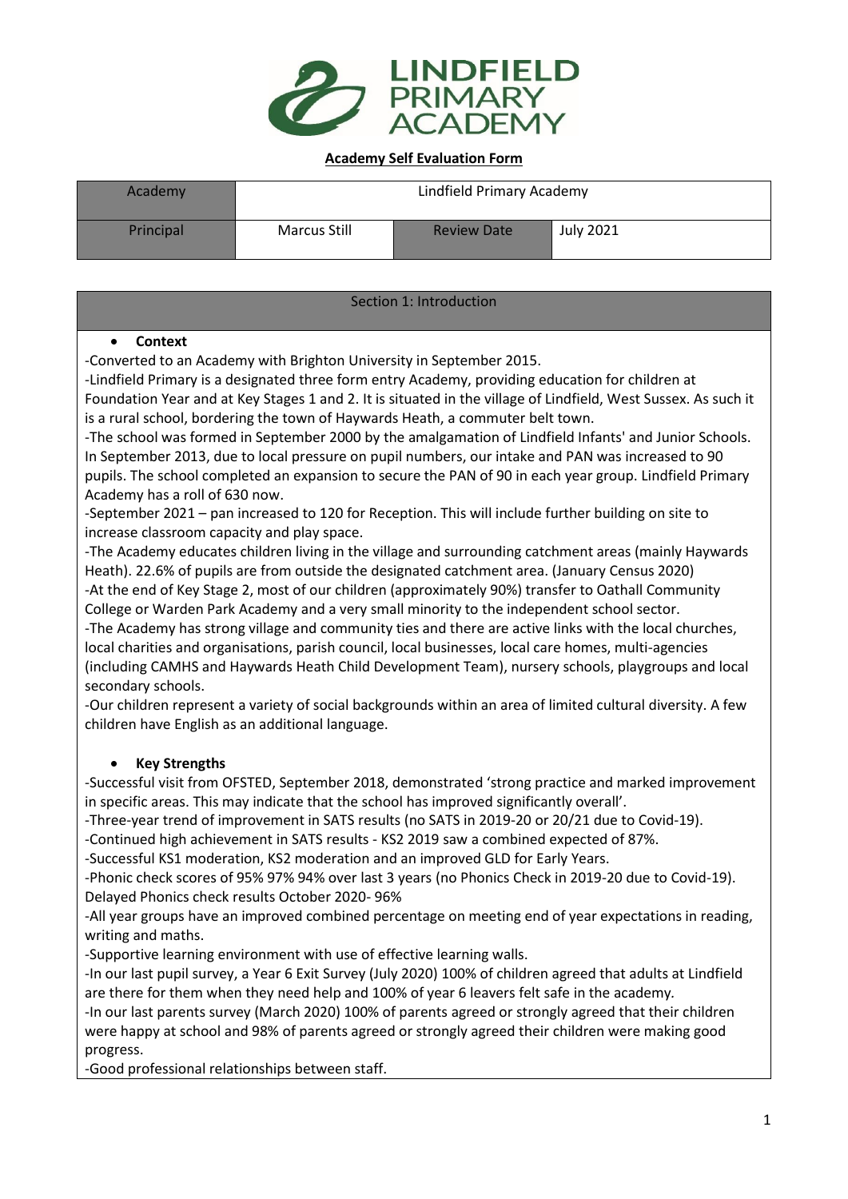# LINDFIELD PRIMARY ACADEMY

**Academy Self Evaluation Form**

| Academy | Lindfield Primary Academy | | |
|---|---|---|---|
| Principal | Marcus Still | Review Date | July 2021 |

## Section 1: Introduction

- **Context**

-Converted to an Academy with Brighton University in September 2015.
-Lindfield Primary is a designated three form entry Academy, providing education for children at Foundation Year and at Key Stages 1 and 2. It is situated in the village of Lindfield, West Sussex. As such it is a rural school, bordering the town of Haywards Heath, a commuter belt town.
-The school was formed in September 2000 by the amalgamation of Lindfield Infants' and Junior Schools. In September 2013, due to local pressure on pupil numbers, our intake and PAN was increased to 90 pupils. The school completed an expansion to secure the PAN of 90 in each year group. Lindfield Primary Academy has a roll of 630 now.
-September 2021 – pan increased to 120 for Reception. This will include further building on site to increase classroom capacity and play space.
-The Academy educates children living in the village and surrounding catchment areas (mainly Haywards Heath). 22.6% of pupils are from outside the designated catchment area. (January Census 2020)
-At the end of Key Stage 2, most of our children (approximately 90%) transfer to Oathall Community College or Warden Park Academy and a very small minority to the independent school sector.
-The Academy has strong village and community ties and there are active links with the local churches, local charities and organisations, parish council, local businesses, local care homes, multi-agencies (including CAMHS and Haywards Heath Child Development Team), nursery schools, playgroups and local secondary schools.
-Our children represent a variety of social backgrounds within an area of limited cultural diversity. A few children have English as an additional language.

- **Key Strengths**

-Successful visit from OFSTED, September 2018, demonstrated 'strong practice and marked improvement in specific areas. This may indicate that the school has improved significantly overall'.
-Three-year trend of improvement in SATS results (no SATS in 2019-20 or 20/21 due to Covid-19).
-Continued high achievement in SATS results - KS2 2019 saw a combined expected of 87%.
-Successful KS1 moderation, KS2 moderation and an improved GLD for Early Years.
-Phonic check scores of 95% 97% 94% over last 3 years (no Phonics Check in 2019-20 due to Covid-19). Delayed Phonics check results October 2020- 96%
-All year groups have an improved combined percentage on meeting end of year expectations in reading, writing and maths.
-Supportive learning environment with use of effective learning walls.
-In our last pupil survey, a Year 6 Exit Survey (July 2020) 100% of children agreed that adults at Lindfield are there for them when they need help and 100% of year 6 leavers felt safe in the academy.
-In our last parents survey (March 2020) 100% of parents agreed or strongly agreed that their children were happy at school and 98% of parents agreed or strongly agreed their children were making good progress.
-Good professional relationships between staff.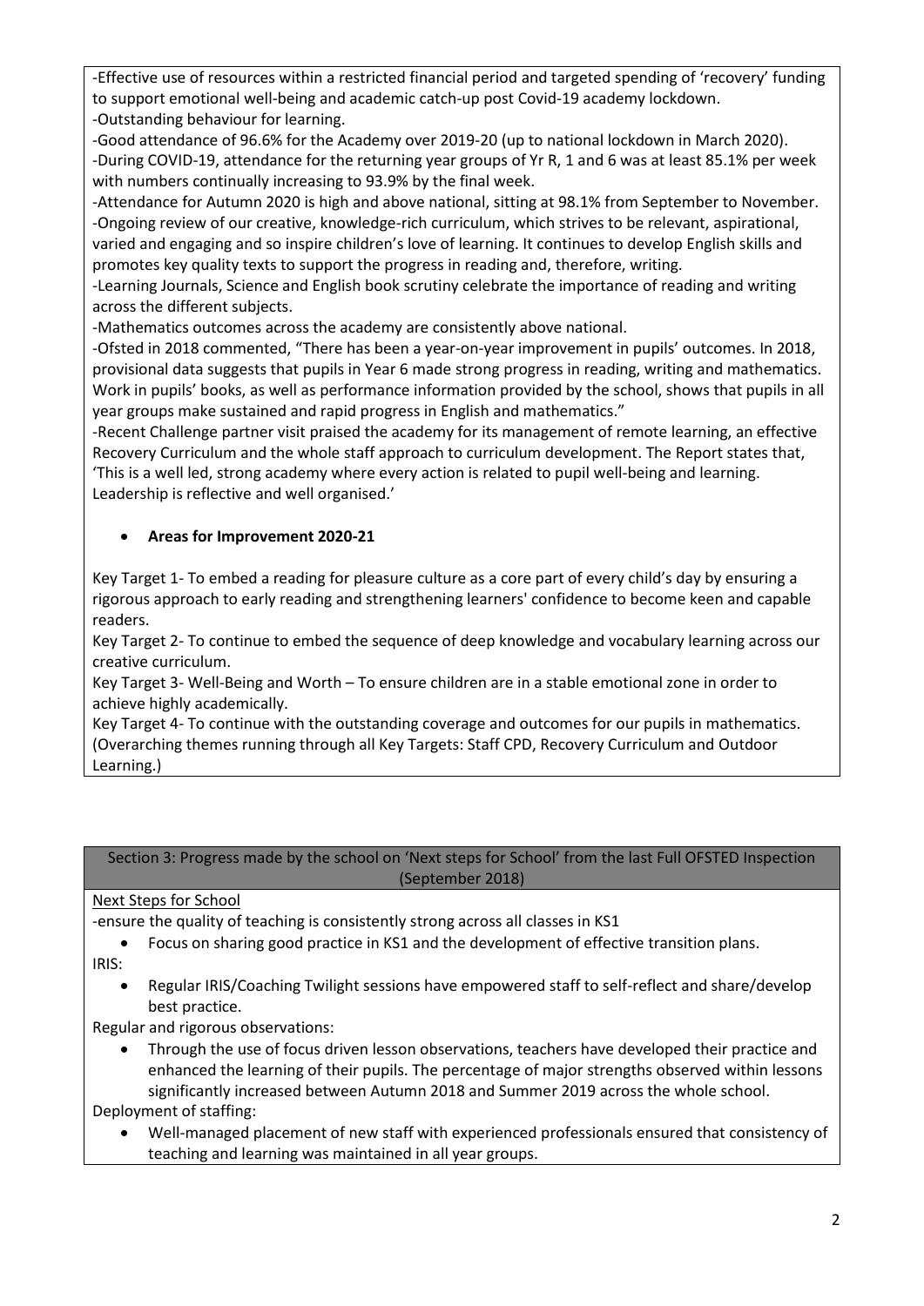-Effective use of resources within a restricted financial period and targeted spending of 'recovery' funding to support emotional well-being and academic catch-up post Covid-19 academy lockdown.
-Outstanding behaviour for learning.
-Good attendance of 96.6% for the Academy over 2019-20 (up to national lockdown in March 2020).
-During COVID-19, attendance for the returning year groups of Yr R, 1 and 6 was at least 85.1% per week with numbers continually increasing to 93.9% by the final week.
-Attendance for Autumn 2020 is high and above national, sitting at 98.1% from September to November.
-Ongoing review of our creative, knowledge-rich curriculum, which strives to be relevant, aspirational, varied and engaging and so inspire children's love of learning. It continues to develop English skills and promotes key quality texts to support the progress in reading and, therefore, writing.
-Learning Journals, Science and English book scrutiny celebrate the importance of reading and writing across the different subjects.
-Mathematics outcomes across the academy are consistently above national.
-Ofsted in 2018 commented, "There has been a year-on-year improvement in pupils' outcomes. In 2018, provisional data suggests that pupils in Year 6 made strong progress in reading, writing and mathematics. Work in pupils' books, as well as performance information provided by the school, shows that pupils in all year groups make sustained and rapid progress in English and mathematics."
-Recent Challenge partner visit praised the academy for its management of remote learning, an effective Recovery Curriculum and the whole staff approach to curriculum development. The Report states that, 'This is a well led, strong academy where every action is related to pupil well-being and learning. Leadership is reflective and well organised.'

- **Areas for Improvement 2020-21**

Key Target 1- To embed a reading for pleasure culture as a core part of every child's day by ensuring a rigorous approach to early reading and strengthening learners' confidence to become keen and capable readers.
Key Target 2- To continue to embed the sequence of deep knowledge and vocabulary learning across our creative curriculum.
Key Target 3- Well-Being and Worth – To ensure children are in a stable emotional zone in order to achieve highly academically.
Key Target 4- To continue with the outstanding coverage and outcomes for our pupils in mathematics.
(Overarching themes running through all Key Targets: Staff CPD, Recovery Curriculum and Outdoor Learning.)

## Section 3: Progress made by the school on 'Next steps for School' from the last Full OFSTED Inspection (September 2018)

Next Steps for School

-ensure the quality of teaching is consistently strong across all classes in KS1

- Focus on sharing good practice in KS1 and the development of effective transition plans.

IRIS:

- Regular IRIS/Coaching Twilight sessions have empowered staff to self-reflect and share/develop best practice.

Regular and rigorous observations:

- Through the use of focus driven lesson observations, teachers have developed their practice and enhanced the learning of their pupils. The percentage of major strengths observed within lessons significantly increased between Autumn 2018 and Summer 2019 across the whole school.

Deployment of staffing:

- Well-managed placement of new staff with experienced professionals ensured that consistency of teaching and learning was maintained in all year groups.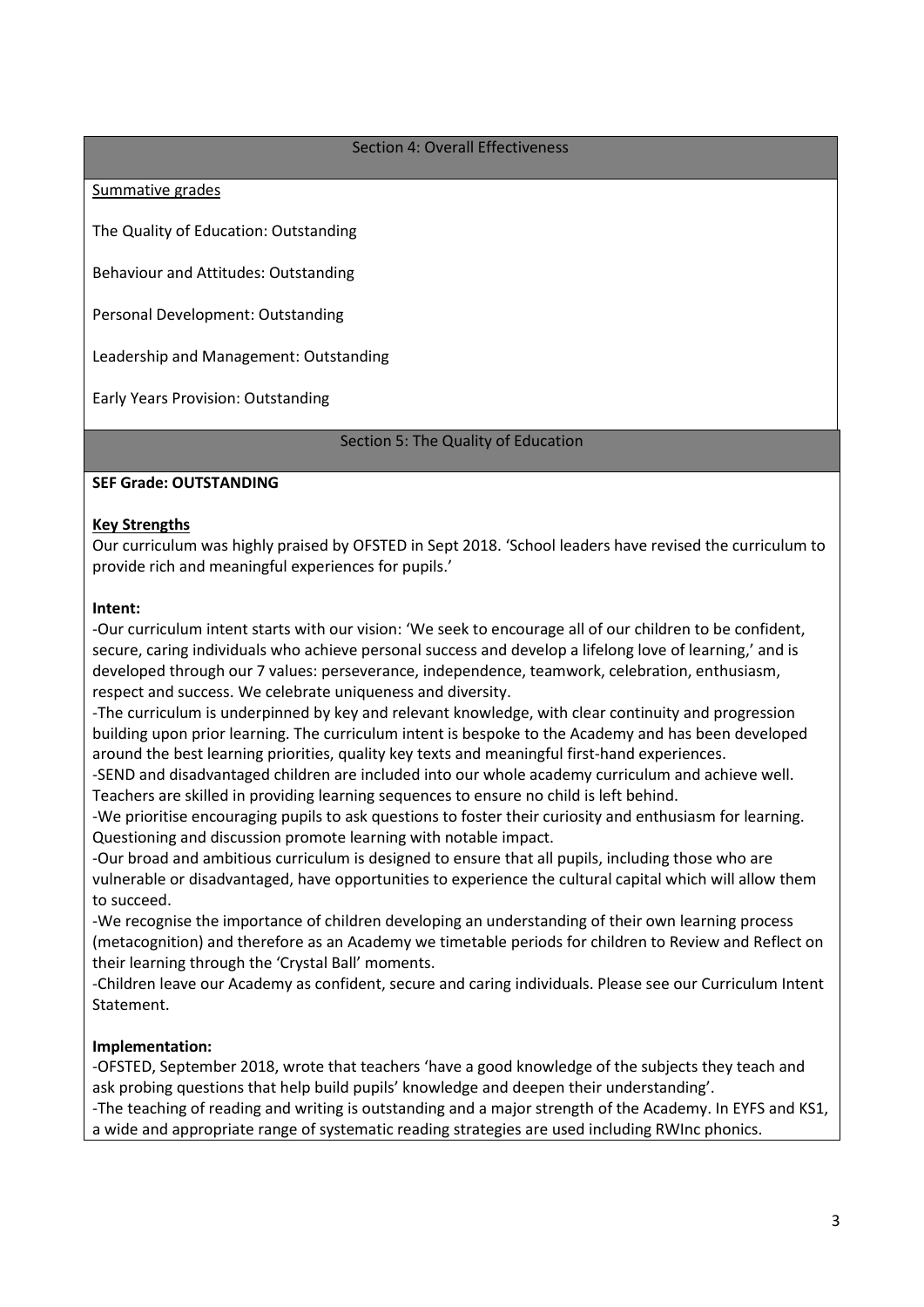## Section 4: Overall Effectiveness

Summative grades

The Quality of Education: Outstanding

Behaviour and Attitudes: Outstanding

Personal Development: Outstanding

Leadership and Management: Outstanding

Early Years Provision: Outstanding

## Section 5: The Quality of Education

**SEF Grade: OUTSTANDING**

**Key Strengths**

Our curriculum was highly praised by OFSTED in Sept 2018. 'School leaders have revised the curriculum to provide rich and meaningful experiences for pupils.'

**Intent:**

-Our curriculum intent starts with our vision: 'We seek to encourage all of our children to be confident, secure, caring individuals who achieve personal success and develop a lifelong love of learning,' and is developed through our 7 values: perseverance, independence, teamwork, celebration, enthusiasm, respect and success. We celebrate uniqueness and diversity.

-The curriculum is underpinned by key and relevant knowledge, with clear continuity and progression building upon prior learning. The curriculum intent is bespoke to the Academy and has been developed around the best learning priorities, quality key texts and meaningful first-hand experiences.

-SEND and disadvantaged children are included into our whole academy curriculum and achieve well. Teachers are skilled in providing learning sequences to ensure no child is left behind.

-We prioritise encouraging pupils to ask questions to foster their curiosity and enthusiasm for learning. Questioning and discussion promote learning with notable impact.

-Our broad and ambitious curriculum is designed to ensure that all pupils, including those who are vulnerable or disadvantaged, have opportunities to experience the cultural capital which will allow them to succeed.

-We recognise the importance of children developing an understanding of their own learning process (metacognition) and therefore as an Academy we timetable periods for children to Review and Reflect on their learning through the 'Crystal Ball' moments.

-Children leave our Academy as confident, secure and caring individuals. Please see our Curriculum Intent Statement.

**Implementation:**

-OFSTED, September 2018, wrote that teachers 'have a good knowledge of the subjects they teach and ask probing questions that help build pupils' knowledge and deepen their understanding'.

-The teaching of reading and writing is outstanding and a major strength of the Academy. In EYFS and KS1, a wide and appropriate range of systematic reading strategies are used including RWInc phonics.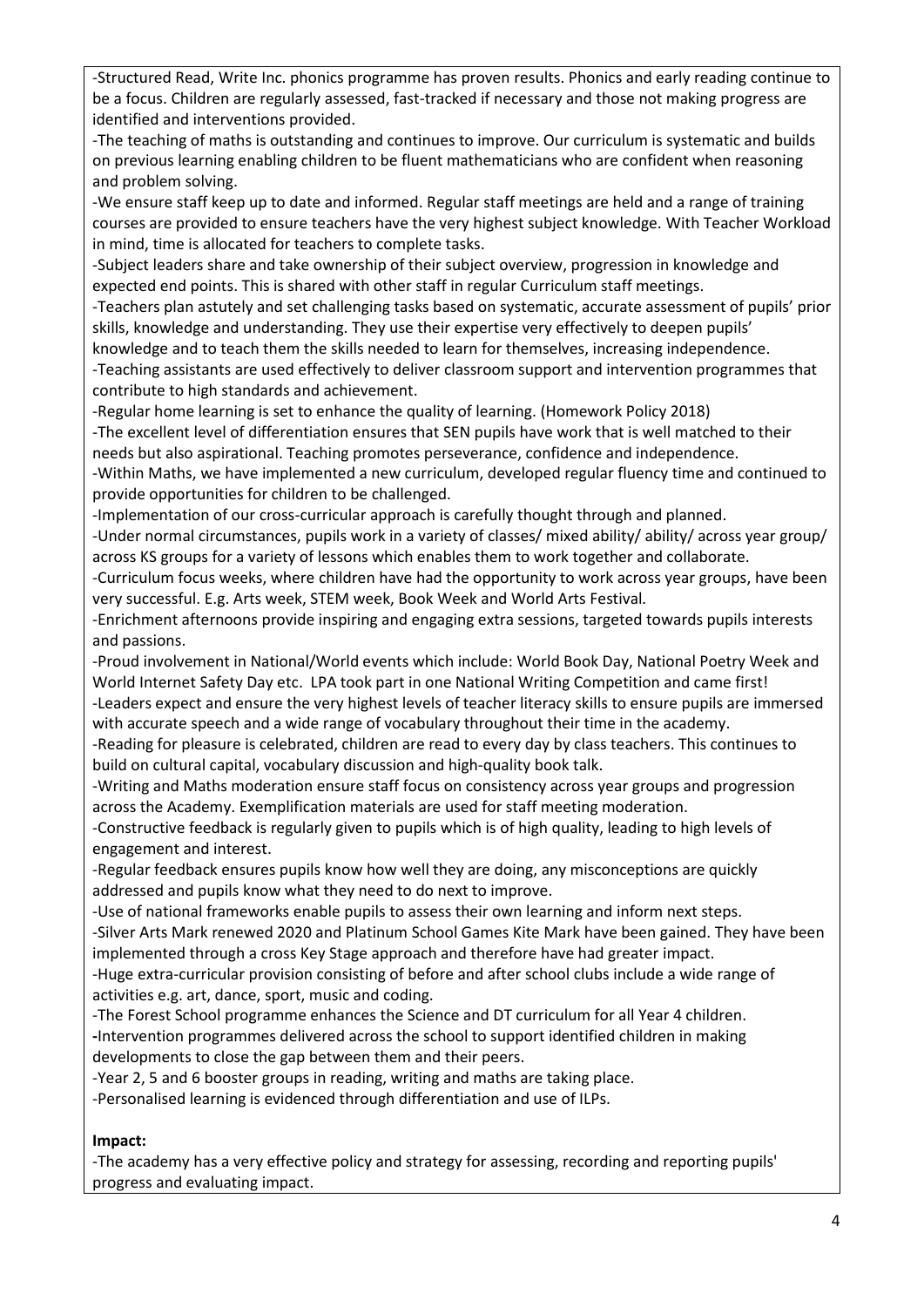-Structured Read, Write Inc. phonics programme has proven results. Phonics and early reading continue to be a focus. Children are regularly assessed, fast-tracked if necessary and those not making progress are identified and interventions provided.

-The teaching of maths is outstanding and continues to improve. Our curriculum is systematic and builds on previous learning enabling children to be fluent mathematicians who are confident when reasoning and problem solving.

-We ensure staff keep up to date and informed. Regular staff meetings are held and a range of training courses are provided to ensure teachers have the very highest subject knowledge. With Teacher Workload in mind, time is allocated for teachers to complete tasks.

-Subject leaders share and take ownership of their subject overview, progression in knowledge and expected end points. This is shared with other staff in regular Curriculum staff meetings.

-Teachers plan astutely and set challenging tasks based on systematic, accurate assessment of pupils' prior skills, knowledge and understanding. They use their expertise very effectively to deepen pupils' knowledge and to teach them the skills needed to learn for themselves, increasing independence.

-Teaching assistants are used effectively to deliver classroom support and intervention programmes that contribute to high standards and achievement.

-Regular home learning is set to enhance the quality of learning. (Homework Policy 2018)

-The excellent level of differentiation ensures that SEN pupils have work that is well matched to their needs but also aspirational. Teaching promotes perseverance, confidence and independence.

-Within Maths, we have implemented a new curriculum, developed regular fluency time and continued to provide opportunities for children to be challenged.

-Implementation of our cross-curricular approach is carefully thought through and planned.

-Under normal circumstances, pupils work in a variety of classes/ mixed ability/ ability/ across year group/ across KS groups for a variety of lessons which enables them to work together and collaborate.

-Curriculum focus weeks, where children have had the opportunity to work across year groups, have been very successful. E.g. Arts week, STEM week, Book Week and World Arts Festival.

-Enrichment afternoons provide inspiring and engaging extra sessions, targeted towards pupils interests and passions.

-Proud involvement in National/World events which include: World Book Day, National Poetry Week and World Internet Safety Day etc. LPA took part in one National Writing Competition and came first!

-Leaders expect and ensure the very highest levels of teacher literacy skills to ensure pupils are immersed with accurate speech and a wide range of vocabulary throughout their time in the academy.

-Reading for pleasure is celebrated, children are read to every day by class teachers. This continues to build on cultural capital, vocabulary discussion and high-quality book talk.

-Writing and Maths moderation ensure staff focus on consistency across year groups and progression across the Academy. Exemplification materials are used for staff meeting moderation.

-Constructive feedback is regularly given to pupils which is of high quality, leading to high levels of engagement and interest.

-Regular feedback ensures pupils know how well they are doing, any misconceptions are quickly addressed and pupils know what they need to do next to improve.

-Use of national frameworks enable pupils to assess their own learning and inform next steps.

-Silver Arts Mark renewed 2020 and Platinum School Games Kite Mark have been gained. They have been implemented through a cross Key Stage approach and therefore have had greater impact.

-Huge extra-curricular provision consisting of before and after school clubs include a wide range of activities e.g. art, dance, sport, music and coding.

-The Forest School programme enhances the Science and DT curriculum for all Year 4 children.

-Intervention programmes delivered across the school to support identified children in making developments to close the gap between them and their peers.

-Year 2, 5 and 6 booster groups in reading, writing and maths are taking place.

-Personalised learning is evidenced through differentiation and use of ILPs.

**Impact:**

-The academy has a very effective policy and strategy for assessing, recording and reporting pupils' progress and evaluating impact.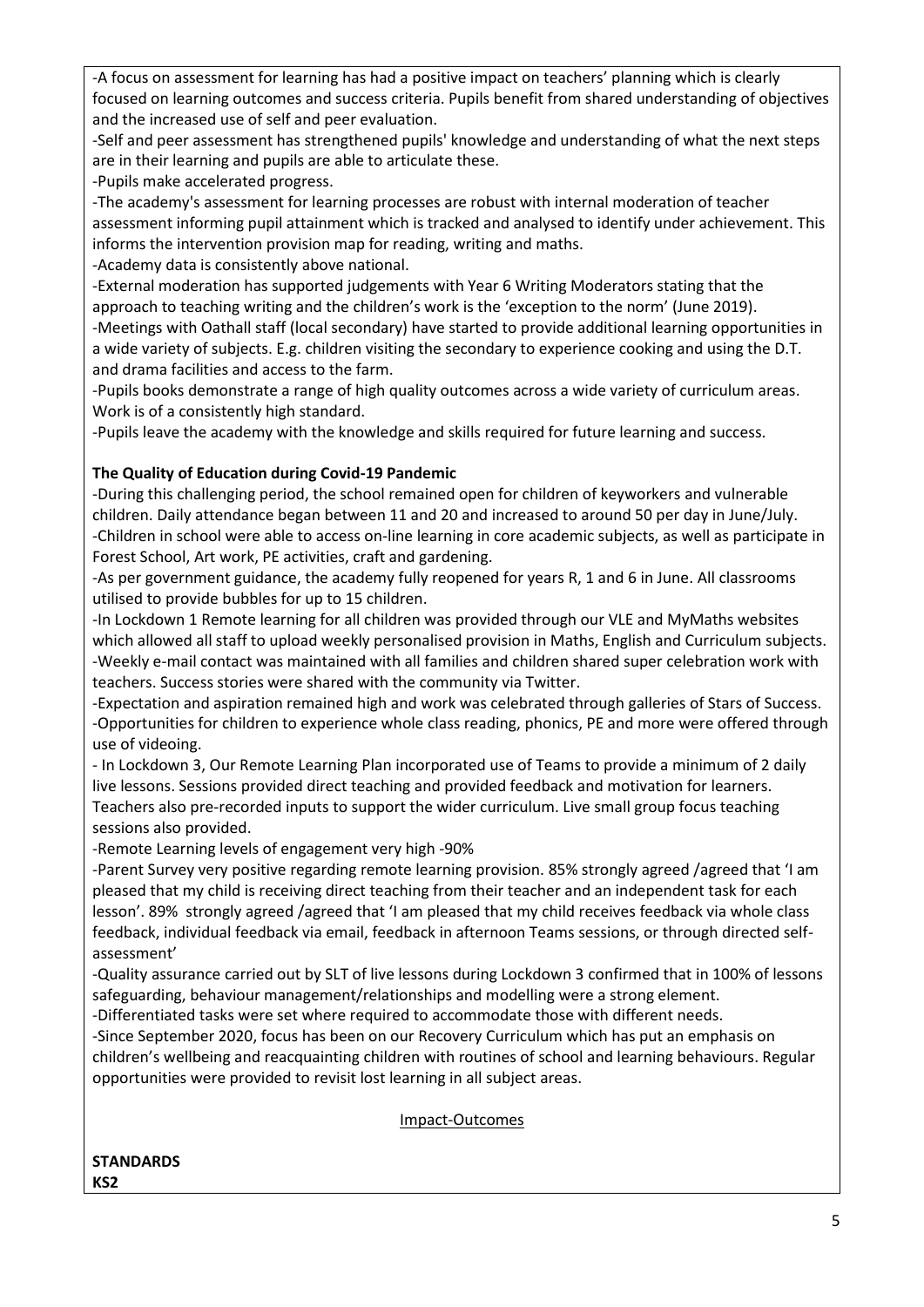-A focus on assessment for learning has had a positive impact on teachers' planning which is clearly focused on learning outcomes and success criteria. Pupils benefit from shared understanding of objectives and the increased use of self and peer evaluation.

-Self and peer assessment has strengthened pupils' knowledge and understanding of what the next steps are in their learning and pupils are able to articulate these.

-Pupils make accelerated progress.

-The academy's assessment for learning processes are robust with internal moderation of teacher assessment informing pupil attainment which is tracked and analysed to identify under achievement. This informs the intervention provision map for reading, writing and maths.

-Academy data is consistently above national.

-External moderation has supported judgements with Year 6 Writing Moderators stating that the approach to teaching writing and the children's work is the 'exception to the norm' (June 2019).

-Meetings with Oathall staff (local secondary) have started to provide additional learning opportunities in a wide variety of subjects. E.g. children visiting the secondary to experience cooking and using the D.T. and drama facilities and access to the farm.

-Pupils books demonstrate a range of high quality outcomes across a wide variety of curriculum areas. Work is of a consistently high standard.

-Pupils leave the academy with the knowledge and skills required for future learning and success.

**The Quality of Education during Covid-19 Pandemic**

-During this challenging period, the school remained open for children of keyworkers and vulnerable children. Daily attendance began between 11 and 20 and increased to around 50 per day in June/July.

-Children in school were able to access on-line learning in core academic subjects, as well as participate in Forest School, Art work, PE activities, craft and gardening.

-As per government guidance, the academy fully reopened for years R, 1 and 6 in June. All classrooms utilised to provide bubbles for up to 15 children.

-In Lockdown 1 Remote learning for all children was provided through our VLE and MyMaths websites which allowed all staff to upload weekly personalised provision in Maths, English and Curriculum subjects.

-Weekly e-mail contact was maintained with all families and children shared super celebration work with teachers. Success stories were shared with the community via Twitter.

-Expectation and aspiration remained high and work was celebrated through galleries of Stars of Success.

-Opportunities for children to experience whole class reading, phonics, PE and more were offered through use of videoing.

- In Lockdown 3, Our Remote Learning Plan incorporated use of Teams to provide a minimum of 2 daily live lessons. Sessions provided direct teaching and provided feedback and motivation for learners. Teachers also pre-recorded inputs to support the wider curriculum. Live small group focus teaching sessions also provided.

-Remote Learning levels of engagement very high -90%

-Parent Survey very positive regarding remote learning provision. 85% strongly agreed /agreed that 'I am pleased that my child is receiving direct teaching from their teacher and an independent task for each lesson'. 89% strongly agreed /agreed that 'I am pleased that my child receives feedback via whole class feedback, individual feedback via email, feedback in afternoon Teams sessions, or through directed self-assessment'

-Quality assurance carried out by SLT of live lessons during Lockdown 3 confirmed that in 100% of lessons safeguarding, behaviour management/relationships and modelling were a strong element.

-Differentiated tasks were set where required to accommodate those with different needs.

-Since September 2020, focus has been on our Recovery Curriculum which has put an emphasis on children's wellbeing and reacquainting children with routines of school and learning behaviours. Regular opportunities were provided to revisit lost learning in all subject areas.

Impact-Outcomes

**STANDARDS**

**KS2**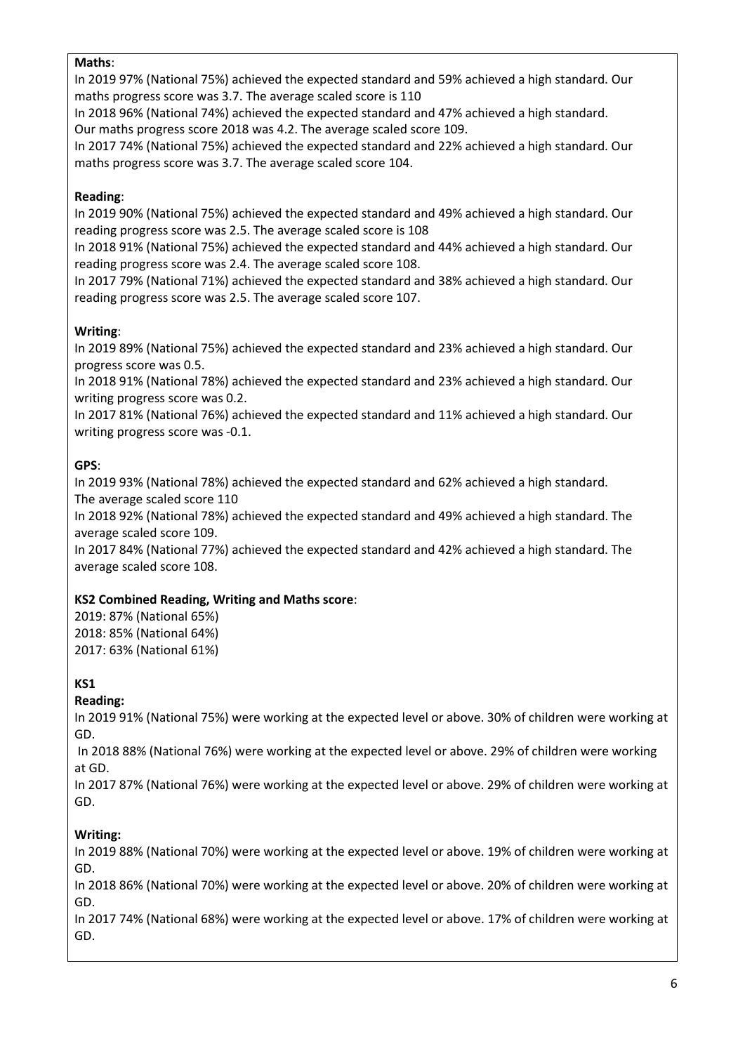**Maths**:

In 2019 97% (National 75%) achieved the expected standard and 59% achieved a high standard. Our maths progress score was 3.7. The average scaled score is 110

In 2018 96% (National 74%) achieved the expected standard and 47% achieved a high standard. Our maths progress score 2018 was 4.2. The average scaled score 109.

In 2017 74% (National 75%) achieved the expected standard and 22% achieved a high standard. Our maths progress score was 3.7. The average scaled score 104.

**Reading**:

In 2019 90% (National 75%) achieved the expected standard and 49% achieved a high standard. Our reading progress score was 2.5. The average scaled score is 108

In 2018 91% (National 75%) achieved the expected standard and 44% achieved a high standard. Our reading progress score was 2.4. The average scaled score 108.

In 2017 79% (National 71%) achieved the expected standard and 38% achieved a high standard. Our reading progress score was 2.5. The average scaled score 107.

**Writing**:

In 2019 89% (National 75%) achieved the expected standard and 23% achieved a high standard. Our progress score was 0.5.

In 2018 91% (National 78%) achieved the expected standard and 23% achieved a high standard. Our writing progress score was 0.2.

In 2017 81% (National 76%) achieved the expected standard and 11% achieved a high standard. Our writing progress score was -0.1.

**GPS**:

In 2019 93% (National 78%) achieved the expected standard and 62% achieved a high standard. The average scaled score 110

In 2018 92% (National 78%) achieved the expected standard and 49% achieved a high standard. The average scaled score 109.

In 2017 84% (National 77%) achieved the expected standard and 42% achieved a high standard. The average scaled score 108.

**KS2 Combined Reading, Writing and Maths score**:

2019: 87% (National 65%)
2018: 85% (National 64%)
2017: 63% (National 61%)

**KS1**

**Reading:**

In 2019 91% (National 75%) were working at the expected level or above. 30% of children were working at GD.

In 2018 88% (National 76%) were working at the expected level or above. 29% of children were working at GD.

In 2017 87% (National 76%) were working at the expected level or above. 29% of children were working at GD.

**Writing:**

In 2019 88% (National 70%) were working at the expected level or above. 19% of children were working at GD.

In 2018 86% (National 70%) were working at the expected level or above. 20% of children were working at GD.

In 2017 74% (National 68%) were working at the expected level or above. 17% of children were working at GD.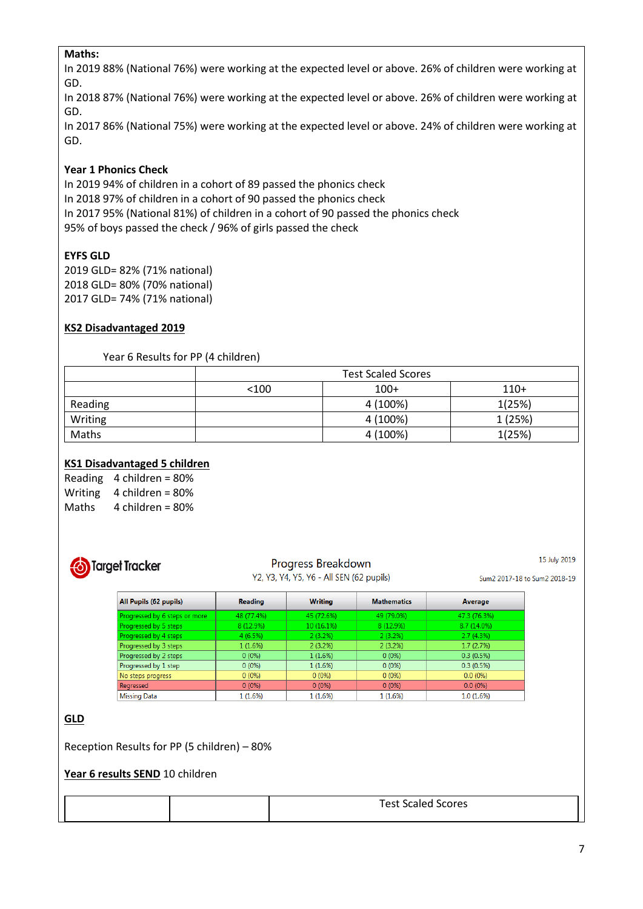**Maths:**

In 2019 88% (National 76%) were working at the expected level or above. 26% of children were working at GD.

In 2018 87% (National 76%) were working at the expected level or above. 26% of children were working at GD.

In 2017 86% (National 75%) were working at the expected level or above. 24% of children were working at GD.

**Year 1 Phonics Check**

In 2019 94% of children in a cohort of 89 passed the phonics check
In 2018 97% of children in a cohort of 90 passed the phonics check
In 2017 95% (National 81%) of children in a cohort of 90 passed the phonics check
95% of boys passed the check / 96% of girls passed the check

**EYFS GLD**

2019 GLD= 82% (71% national)
2018 GLD= 80% (70% national)
2017 GLD= 74% (71% national)

**KS2 Disadvantaged 2019**

Year 6 Results for PP (4 children)

| | Test Scaled Scores | | |
|---|---|---|---|
| | <100 | 100+ | 110+ |
| Reading | | 4 (100%) | 1(25%) |
| Writing | | 4 (100%) | 1 (25%) |
| Maths | | 4 (100%) | 1(25%) |

**KS1 Disadvantaged 5 children**

Reading 4 children = 80%
Writing 4 children = 80%
Maths 4 children = 80%

Target Tracker

Progress Breakdown
Y2, Y3, Y4, Y5, Y6 - All SEN (62 pupils)

15 July 2019
Sum2 2017-18 to Sum2 2018-19

| All Pupils (62 pupils) | Reading | Writing | Mathematics | Average |
|---|---|---|---|---|
| Progressed by 6 steps or more | 48 (77.4%) | 45 (72.6%) | 49 (79.0%) | 47.3 (76.3%) |
| Progressed by 5 steps | 8 (12.9%) | 10 (16.1%) | 8 (12.9%) | 8.7 (14.0%) |
| Progressed by 4 steps | 4 (6.5%) | 2 (3.2%) | 2 (3.2%) | 2.7 (4.3%) |
| Progressed by 3 steps | 1 (1.6%) | 2 (3.2%) | 2 (3.2%) | 1.7 (2.7%) |
| Progressed by 2 steps | 0 (0%) | 1 (1.6%) | 0 (0%) | 0.3 (0.5%) |
| Progressed by 1 step | 0 (0%) | 1 (1.6%) | 0 (0%) | 0.3 (0.5%) |
| No steps progress | 0 (0%) | 0 (0%) | 0 (0%) | 0.0 (0%) |
| Regressed | 0 (0%) | 0 (0%) | 0 (0%) | 0.0 (0%) |
| Missing Data | 1 (1.6%) | 1 (1.6%) | 1 (1.6%) | 1.0 (1.6%) |

**GLD**

Reception Results for PP (5 children) – 80%

**Year 6 results SEND** 10 children

| | | Test Scaled Scores |
|---|---|---|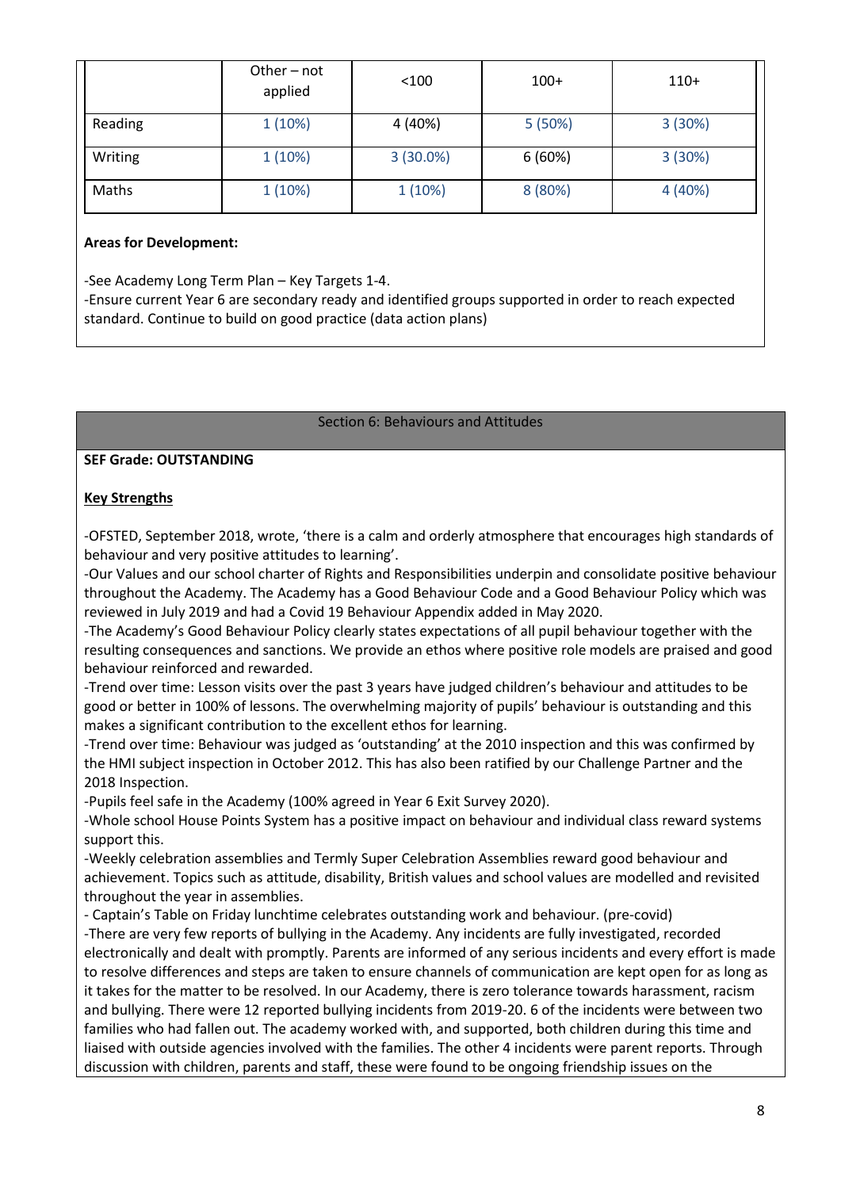| | Other – not applied | <100 | 100+ | 110+ |
|---|---|---|---|---|
| Reading | 1 (10%) | 4 (40%) | 5 (50%) | 3 (30%) |
| Writing | 1 (10%) | 3 (30.0%) | 6 (60%) | 3 (30%) |
| Maths | 1 (10%) | 1 (10%) | 8 (80%) | 4 (40%) |

**Areas for Development:**

-See Academy Long Term Plan – Key Targets 1-4.
-Ensure current Year 6 are secondary ready and identified groups supported in order to reach expected standard. Continue to build on good practice (data action plans)

## Section 6: Behaviours and Attitudes

**SEF Grade: OUTSTANDING**

**Key Strengths**

-OFSTED, September 2018, wrote, 'there is a calm and orderly atmosphere that encourages high standards of behaviour and very positive attitudes to learning'.
-Our Values and our school charter of Rights and Responsibilities underpin and consolidate positive behaviour throughout the Academy. The Academy has a Good Behaviour Code and a Good Behaviour Policy which was reviewed in July 2019 and had a Covid 19 Behaviour Appendix added in May 2020.
-The Academy's Good Behaviour Policy clearly states expectations of all pupil behaviour together with the resulting consequences and sanctions. We provide an ethos where positive role models are praised and good behaviour reinforced and rewarded.
-Trend over time: Lesson visits over the past 3 years have judged children's behaviour and attitudes to be good or better in 100% of lessons. The overwhelming majority of pupils' behaviour is outstanding and this makes a significant contribution to the excellent ethos for learning.
-Trend over time: Behaviour was judged as 'outstanding' at the 2010 inspection and this was confirmed by the HMI subject inspection in October 2012. This has also been ratified by our Challenge Partner and the 2018 Inspection.
-Pupils feel safe in the Academy (100% agreed in Year 6 Exit Survey 2020).
-Whole school House Points System has a positive impact on behaviour and individual class reward systems support this.
-Weekly celebration assemblies and Termly Super Celebration Assemblies reward good behaviour and achievement. Topics such as attitude, disability, British values and school values are modelled and revisited throughout the year in assemblies.
- Captain's Table on Friday lunchtime celebrates outstanding work and behaviour. (pre-covid)
-There are very few reports of bullying in the Academy. Any incidents are fully investigated, recorded electronically and dealt with promptly. Parents are informed of any serious incidents and every effort is made to resolve differences and steps are taken to ensure channels of communication are kept open for as long as it takes for the matter to be resolved. In our Academy, there is zero tolerance towards harassment, racism and bullying. There were 12 reported bullying incidents from 2019-20. 6 of the incidents were between two families who had fallen out. The academy worked with, and supported, both children during this time and liaised with outside agencies involved with the families. The other 4 incidents were parent reports. Through discussion with children, parents and staff, these were found to be ongoing friendship issues on the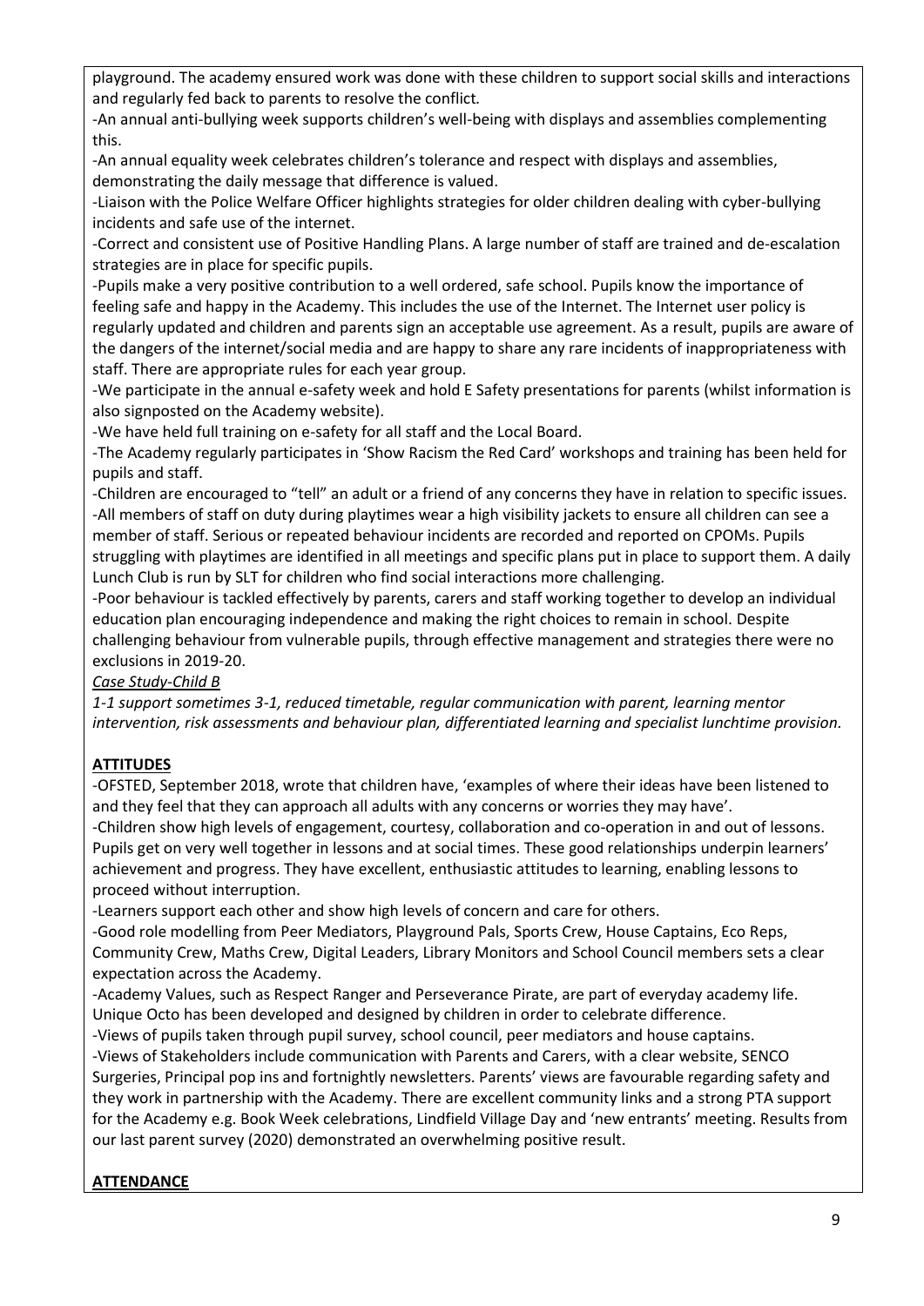playground. The academy ensured work was done with these children to support social skills and interactions and regularly fed back to parents to resolve the conflict.

-An annual anti-bullying week supports children's well-being with displays and assemblies complementing this.

-An annual equality week celebrates children's tolerance and respect with displays and assemblies, demonstrating the daily message that difference is valued.

-Liaison with the Police Welfare Officer highlights strategies for older children dealing with cyber-bullying incidents and safe use of the internet.

-Correct and consistent use of Positive Handling Plans. A large number of staff are trained and de-escalation strategies are in place for specific pupils.

-Pupils make a very positive contribution to a well ordered, safe school. Pupils know the importance of feeling safe and happy in the Academy. This includes the use of the Internet. The Internet user policy is regularly updated and children and parents sign an acceptable use agreement. As a result, pupils are aware of the dangers of the internet/social media and are happy to share any rare incidents of inappropriateness with staff. There are appropriate rules for each year group.

-We participate in the annual e-safety week and hold E Safety presentations for parents (whilst information is also signposted on the Academy website).

-We have held full training on e-safety for all staff and the Local Board.

-The Academy regularly participates in 'Show Racism the Red Card' workshops and training has been held for pupils and staff.

-Children are encouraged to "tell" an adult or a friend of any concerns they have in relation to specific issues.

-All members of staff on duty during playtimes wear a high visibility jackets to ensure all children can see a member of staff. Serious or repeated behaviour incidents are recorded and reported on CPOMs. Pupils struggling with playtimes are identified in all meetings and specific plans put in place to support them. A daily Lunch Club is run by SLT for children who find social interactions more challenging.

-Poor behaviour is tackled effectively by parents, carers and staff working together to develop an individual education plan encouraging independence and making the right choices to remain in school. Despite challenging behaviour from vulnerable pupils, through effective management and strategies there were no exclusions in 2019-20.

*<u>Case Study-Child B</u>*

*1-1 support sometimes 3-1, reduced timetable, regular communication with parent, learning mentor intervention, risk assessments and behaviour plan, differentiated learning and specialist lunchtime provision.*

**<u>ATTITUDES</u>**

-OFSTED, September 2018, wrote that children have, 'examples of where their ideas have been listened to and they feel that they can approach all adults with any concerns or worries they may have'.

-Children show high levels of engagement, courtesy, collaboration and co-operation in and out of lessons. Pupils get on very well together in lessons and at social times. These good relationships underpin learners' achievement and progress. They have excellent, enthusiastic attitudes to learning, enabling lessons to proceed without interruption.

-Learners support each other and show high levels of concern and care for others.

-Good role modelling from Peer Mediators, Playground Pals, Sports Crew, House Captains, Eco Reps, Community Crew, Maths Crew, Digital Leaders, Library Monitors and School Council members sets a clear expectation across the Academy.

-Academy Values, such as Respect Ranger and Perseverance Pirate, are part of everyday academy life. Unique Octo has been developed and designed by children in order to celebrate difference.

-Views of pupils taken through pupil survey, school council, peer mediators and house captains.

-Views of Stakeholders include communication with Parents and Carers, with a clear website, SENCO Surgeries, Principal pop ins and fortnightly newsletters. Parents' views are favourable regarding safety and they work in partnership with the Academy. There are excellent community links and a strong PTA support for the Academy e.g. Book Week celebrations, Lindfield Village Day and 'new entrants' meeting. Results from our last parent survey (2020) demonstrated an overwhelming positive result.

**<u>ATTENDANCE</u>**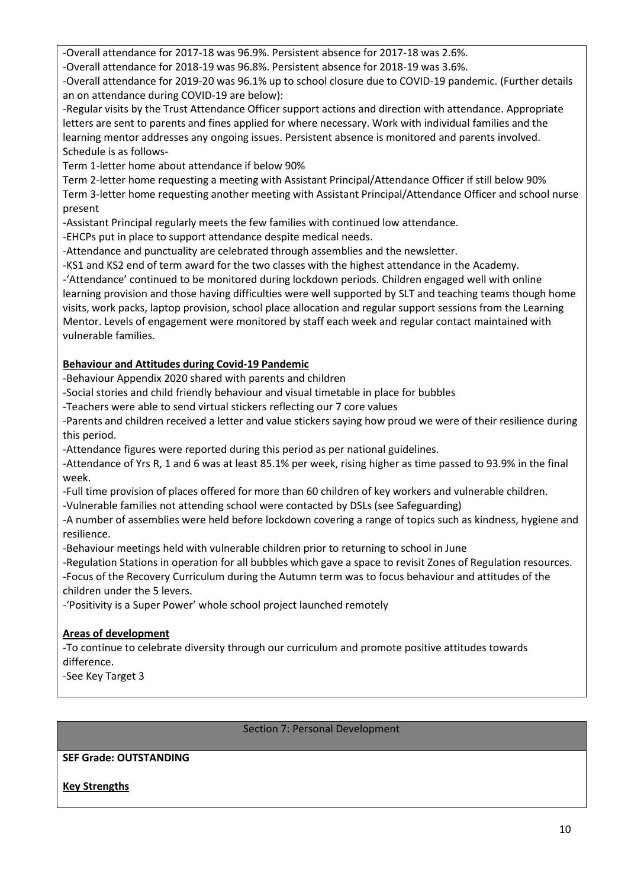-Overall attendance for 2017-18 was 96.9%. Persistent absence for 2017-18 was 2.6%.

-Overall attendance for 2018-19 was 96.8%. Persistent absence for 2018-19 was 3.6%.

-Overall attendance for 2019-20 was 96.1% up to school closure due to COVID-19 pandemic. (Further details an on attendance during COVID-19 are below):

-Regular visits by the Trust Attendance Officer support actions and direction with attendance. Appropriate letters are sent to parents and fines applied for where necessary. Work with individual families and the learning mentor addresses any ongoing issues. Persistent absence is monitored and parents involved. Schedule is as follows-

Term 1-letter home about attendance if below 90%

Term 2-letter home requesting a meeting with Assistant Principal/Attendance Officer if still below 90%

Term 3-letter home requesting another meeting with Assistant Principal/Attendance Officer and school nurse present

-Assistant Principal regularly meets the few families with continued low attendance.

-EHCPs put in place to support attendance despite medical needs.

-Attendance and punctuality are celebrated through assemblies and the newsletter.

-KS1 and KS2 end of term award for the two classes with the highest attendance in the Academy.

-'Attendance' continued to be monitored during lockdown periods. Children engaged well with online learning provision and those having difficulties were well supported by SLT and teaching teams though home visits, work packs, laptop provision, school place allocation and regular support sessions from the Learning Mentor. Levels of engagement were monitored by staff each week and regular contact maintained with vulnerable families.

**Behaviour and Attitudes during Covid-19 Pandemic**

-Behaviour Appendix 2020 shared with parents and children

-Social stories and child friendly behaviour and visual timetable in place for bubbles

-Teachers were able to send virtual stickers reflecting our 7 core values

-Parents and children received a letter and value stickers saying how proud we were of their resilience during this period.

-Attendance figures were reported during this period as per national guidelines.

-Attendance of Yrs R, 1 and 6 was at least 85.1% per week, rising higher as time passed to 93.9% in the final week.

-Full time provision of places offered for more than 60 children of key workers and vulnerable children.

-Vulnerable families not attending school were contacted by DSLs (see Safeguarding)

-A number of assemblies were held before lockdown covering a range of topics such as kindness, hygiene and resilience.

-Behaviour meetings held with vulnerable children prior to returning to school in June

-Regulation Stations in operation for all bubbles which gave a space to revisit Zones of Regulation resources.

-Focus of the Recovery Curriculum during the Autumn term was to focus behaviour and attitudes of the children under the 5 levers.

-'Positivity is a Super Power' whole school project launched remotely

**Areas of development**

-To continue to celebrate diversity through our curriculum and promote positive attitudes towards difference.

-See Key Target 3

## Section 7: Personal Development

**SEF Grade: OUTSTANDING**

**Key Strengths**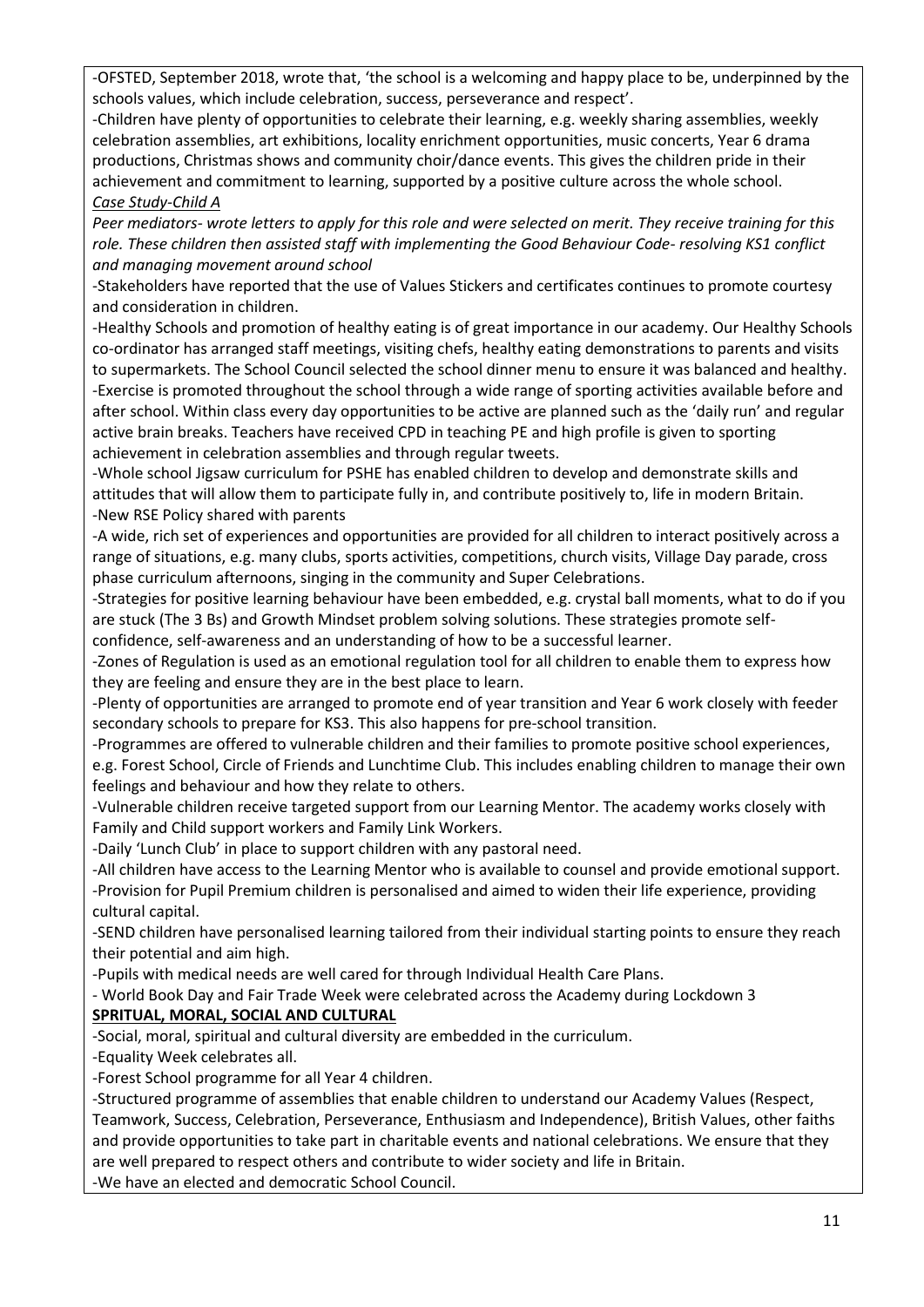-OFSTED, September 2018, wrote that, 'the school is a welcoming and happy place to be, underpinned by the schools values, which include celebration, success, perseverance and respect'.

-Children have plenty of opportunities to celebrate their learning, e.g. weekly sharing assemblies, weekly celebration assemblies, art exhibitions, locality enrichment opportunities, music concerts, Year 6 drama productions, Christmas shows and community choir/dance events. This gives the children pride in their achievement and commitment to learning, supported by a positive culture across the whole school.

*<u>Case Study-Child A</u>*

*Peer mediators- wrote letters to apply for this role and were selected on merit. They receive training for this role. These children then assisted staff with implementing the Good Behaviour Code- resolving KS1 conflict and managing movement around school*

-Stakeholders have reported that the use of Values Stickers and certificates continues to promote courtesy and consideration in children.

-Healthy Schools and promotion of healthy eating is of great importance in our academy. Our Healthy Schools co-ordinator has arranged staff meetings, visiting chefs, healthy eating demonstrations to parents and visits to supermarkets. The School Council selected the school dinner menu to ensure it was balanced and healthy.

-Exercise is promoted throughout the school through a wide range of sporting activities available before and after school. Within class every day opportunities to be active are planned such as the 'daily run' and regular active brain breaks. Teachers have received CPD in teaching PE and high profile is given to sporting achievement in celebration assemblies and through regular tweets.

-Whole school Jigsaw curriculum for PSHE has enabled children to develop and demonstrate skills and attitudes that will allow them to participate fully in, and contribute positively to, life in modern Britain.

-New RSE Policy shared with parents

-A wide, rich set of experiences and opportunities are provided for all children to interact positively across a range of situations, e.g. many clubs, sports activities, competitions, church visits, Village Day parade, cross phase curriculum afternoons, singing in the community and Super Celebrations.

-Strategies for positive learning behaviour have been embedded, e.g. crystal ball moments, what to do if you are stuck (The 3 Bs) and Growth Mindset problem solving solutions. These strategies promote self-confidence, self-awareness and an understanding of how to be a successful learner.

-Zones of Regulation is used as an emotional regulation tool for all children to enable them to express how they are feeling and ensure they are in the best place to learn.

-Plenty of opportunities are arranged to promote end of year transition and Year 6 work closely with feeder secondary schools to prepare for KS3. This also happens for pre-school transition.

-Programmes are offered to vulnerable children and their families to promote positive school experiences, e.g. Forest School, Circle of Friends and Lunchtime Club. This includes enabling children to manage their own feelings and behaviour and how they relate to others.

-Vulnerable children receive targeted support from our Learning Mentor. The academy works closely with Family and Child support workers and Family Link Workers.

-Daily 'Lunch Club' in place to support children with any pastoral need.

-All children have access to the Learning Mentor who is available to counsel and provide emotional support.

-Provision for Pupil Premium children is personalised and aimed to widen their life experience, providing cultural capital.

-SEND children have personalised learning tailored from their individual starting points to ensure they reach their potential and aim high.

-Pupils with medical needs are well cared for through Individual Health Care Plans.

- World Book Day and Fair Trade Week were celebrated across the Academy during Lockdown 3

**<u>SPRITUAL, MORAL, SOCIAL AND CULTURAL</u>**

-Social, moral, spiritual and cultural diversity are embedded in the curriculum.

-Equality Week celebrates all.

-Forest School programme for all Year 4 children.

-Structured programme of assemblies that enable children to understand our Academy Values (Respect, Teamwork, Success, Celebration, Perseverance, Enthusiasm and Independence), British Values, other faiths and provide opportunities to take part in charitable events and national celebrations. We ensure that they are well prepared to respect others and contribute to wider society and life in Britain.

-We have an elected and democratic School Council.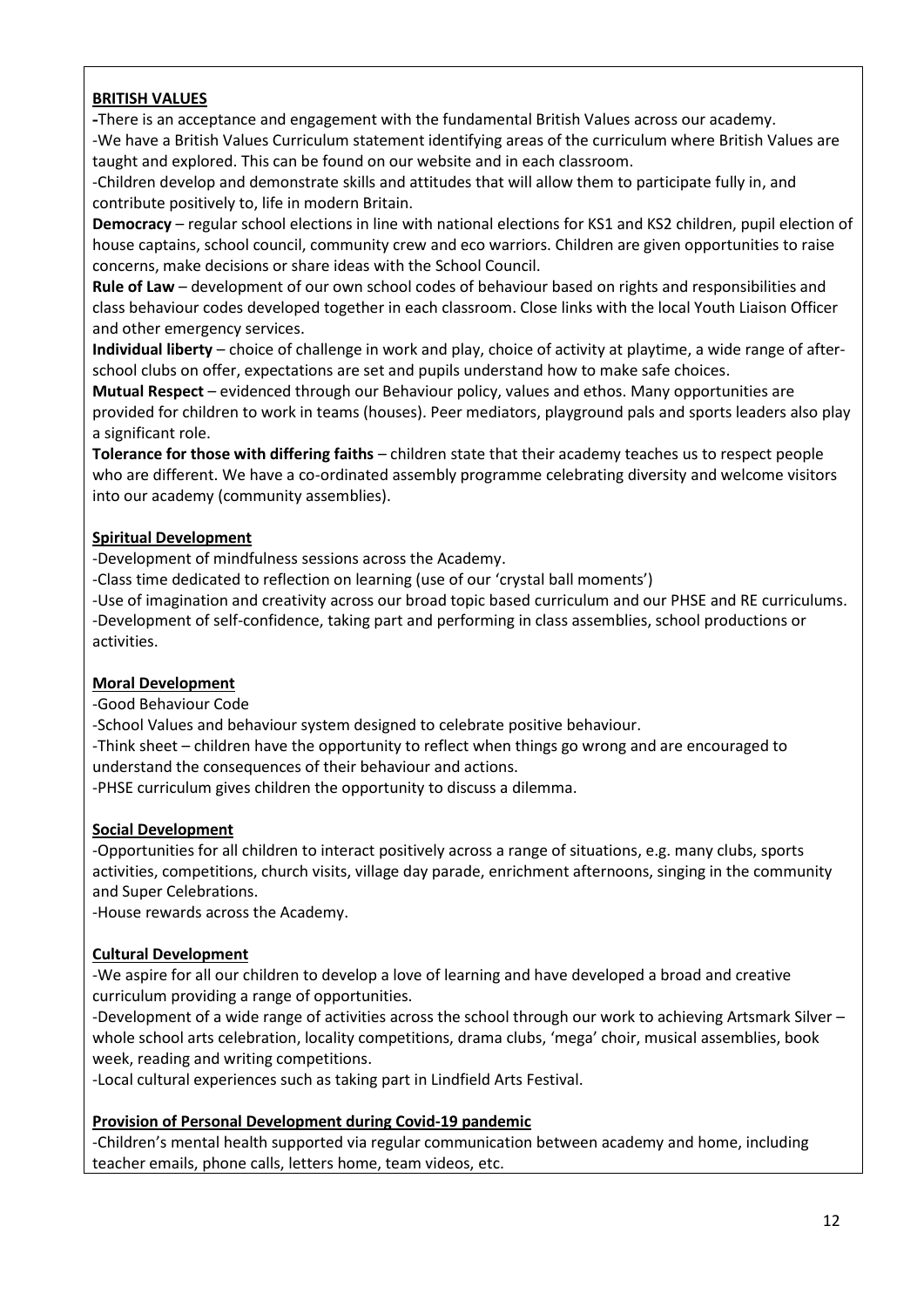**BRITISH VALUES**

-There is an acceptance and engagement with the fundamental British Values across our academy.

-We have a British Values Curriculum statement identifying areas of the curriculum where British Values are taught and explored. This can be found on our website and in each classroom.

-Children develop and demonstrate skills and attitudes that will allow them to participate fully in, and contribute positively to, life in modern Britain.

**Democracy** – regular school elections in line with national elections for KS1 and KS2 children, pupil election of house captains, school council, community crew and eco warriors. Children are given opportunities to raise concerns, make decisions or share ideas with the School Council.

**Rule of Law** – development of our own school codes of behaviour based on rights and responsibilities and class behaviour codes developed together in each classroom. Close links with the local Youth Liaison Officer and other emergency services.

**Individual liberty** – choice of challenge in work and play, choice of activity at playtime, a wide range of after-school clubs on offer, expectations are set and pupils understand how to make safe choices.

**Mutual Respect** – evidenced through our Behaviour policy, values and ethos. Many opportunities are provided for children to work in teams (houses). Peer mediators, playground pals and sports leaders also play a significant role.

**Tolerance for those with differing faiths** – children state that their academy teaches us to respect people who are different. We have a co-ordinated assembly programme celebrating diversity and welcome visitors into our academy (community assemblies).

**Spiritual Development**

-Development of mindfulness sessions across the Academy.

-Class time dedicated to reflection on learning (use of our 'crystal ball moments')

-Use of imagination and creativity across our broad topic based curriculum and our PHSE and RE curriculums.

-Development of self-confidence, taking part and performing in class assemblies, school productions or activities.

**Moral Development**

-Good Behaviour Code

-School Values and behaviour system designed to celebrate positive behaviour.

-Think sheet – children have the opportunity to reflect when things go wrong and are encouraged to understand the consequences of their behaviour and actions.

-PHSE curriculum gives children the opportunity to discuss a dilemma.

**Social Development**

-Opportunities for all children to interact positively across a range of situations, e.g. many clubs, sports activities, competitions, church visits, village day parade, enrichment afternoons, singing in the community and Super Celebrations.

-House rewards across the Academy.

**Cultural Development**

-We aspire for all our children to develop a love of learning and have developed a broad and creative curriculum providing a range of opportunities.

-Development of a wide range of activities across the school through our work to achieving Artsmark Silver – whole school arts celebration, locality competitions, drama clubs, 'mega' choir, musical assemblies, book week, reading and writing competitions.

-Local cultural experiences such as taking part in Lindfield Arts Festival.

**Provision of Personal Development during Covid-19 pandemic**

-Children's mental health supported via regular communication between academy and home, including teacher emails, phone calls, letters home, team videos, etc.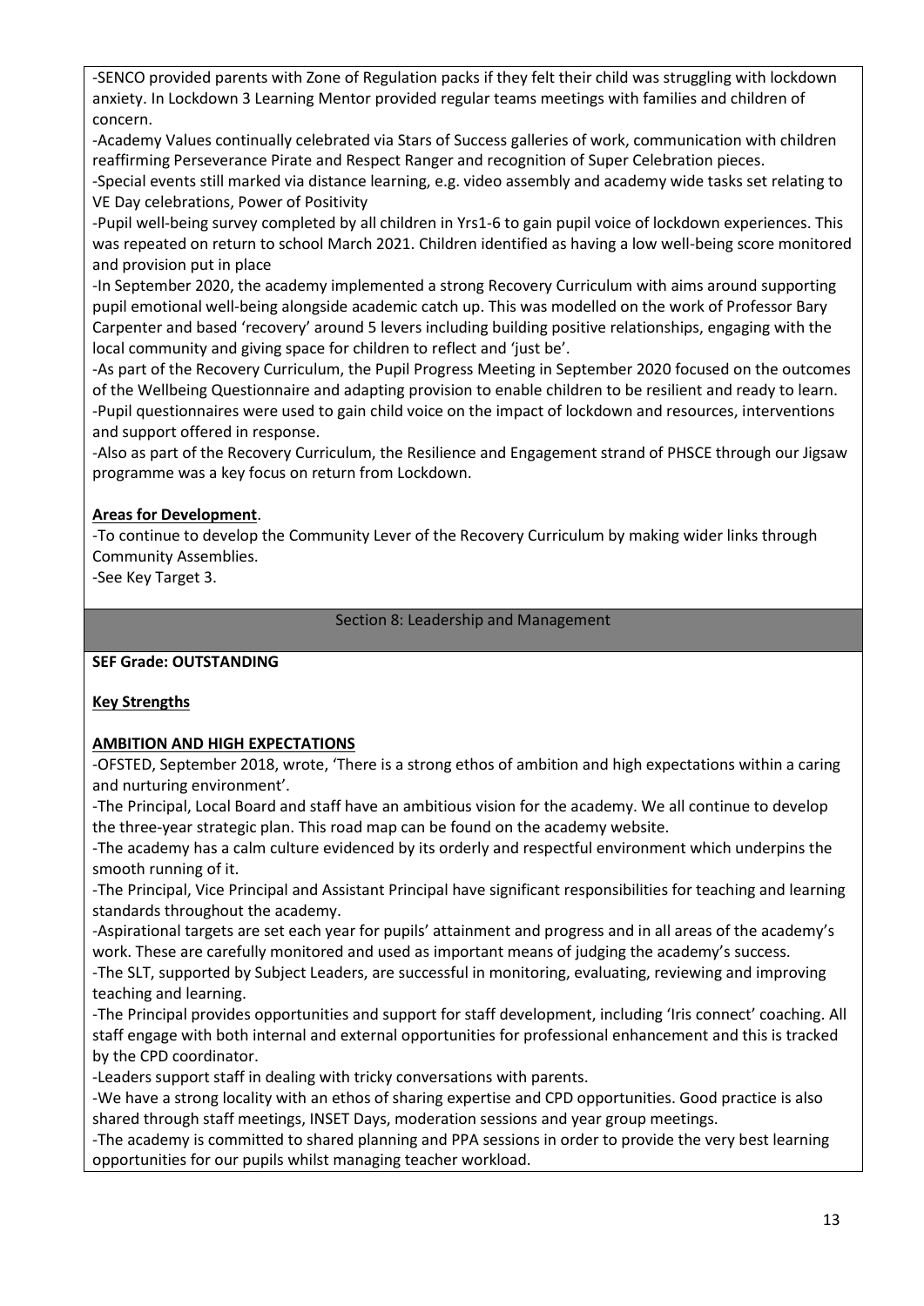-SENCO provided parents with Zone of Regulation packs if they felt their child was struggling with lockdown anxiety. In Lockdown 3 Learning Mentor provided regular teams meetings with families and children of concern.

-Academy Values continually celebrated via Stars of Success galleries of work, communication with children reaffirming Perseverance Pirate and Respect Ranger and recognition of Super Celebration pieces.

-Special events still marked via distance learning, e.g. video assembly and academy wide tasks set relating to VE Day celebrations, Power of Positivity

-Pupil well-being survey completed by all children in Yrs1-6 to gain pupil voice of lockdown experiences. This was repeated on return to school March 2021. Children identified as having a low well-being score monitored and provision put in place

-In September 2020, the academy implemented a strong Recovery Curriculum with aims around supporting pupil emotional well-being alongside academic catch up. This was modelled on the work of Professor Bary Carpenter and based 'recovery' around 5 levers including building positive relationships, engaging with the local community and giving space for children to reflect and 'just be'.

-As part of the Recovery Curriculum, the Pupil Progress Meeting in September 2020 focused on the outcomes of the Wellbeing Questionnaire and adapting provision to enable children to be resilient and ready to learn.

-Pupil questionnaires were used to gain child voice on the impact of lockdown and resources, interventions and support offered in response.

-Also as part of the Recovery Curriculum, the Resilience and Engagement strand of PHSCE through our Jigsaw programme was a key focus on return from Lockdown.

**Areas for Development**.

-To continue to develop the Community Lever of the Recovery Curriculum by making wider links through Community Assemblies.

-See Key Target 3.

## Section 8: Leadership and Management

**SEF Grade: OUTSTANDING**

**Key Strengths**

**AMBITION AND HIGH EXPECTATIONS**

-OFSTED, September 2018, wrote, 'There is a strong ethos of ambition and high expectations within a caring and nurturing environment'.

-The Principal, Local Board and staff have an ambitious vision for the academy. We all continue to develop the three-year strategic plan. This road map can be found on the academy website.

-The academy has a calm culture evidenced by its orderly and respectful environment which underpins the smooth running of it.

-The Principal, Vice Principal and Assistant Principal have significant responsibilities for teaching and learning standards throughout the academy.

-Aspirational targets are set each year for pupils' attainment and progress and in all areas of the academy's work. These are carefully monitored and used as important means of judging the academy's success.

-The SLT, supported by Subject Leaders, are successful in monitoring, evaluating, reviewing and improving teaching and learning.

-The Principal provides opportunities and support for staff development, including 'Iris connect' coaching. All staff engage with both internal and external opportunities for professional enhancement and this is tracked by the CPD coordinator.

-Leaders support staff in dealing with tricky conversations with parents.

-We have a strong locality with an ethos of sharing expertise and CPD opportunities. Good practice is also shared through staff meetings, INSET Days, moderation sessions and year group meetings.

-The academy is committed to shared planning and PPA sessions in order to provide the very best learning opportunities for our pupils whilst managing teacher workload.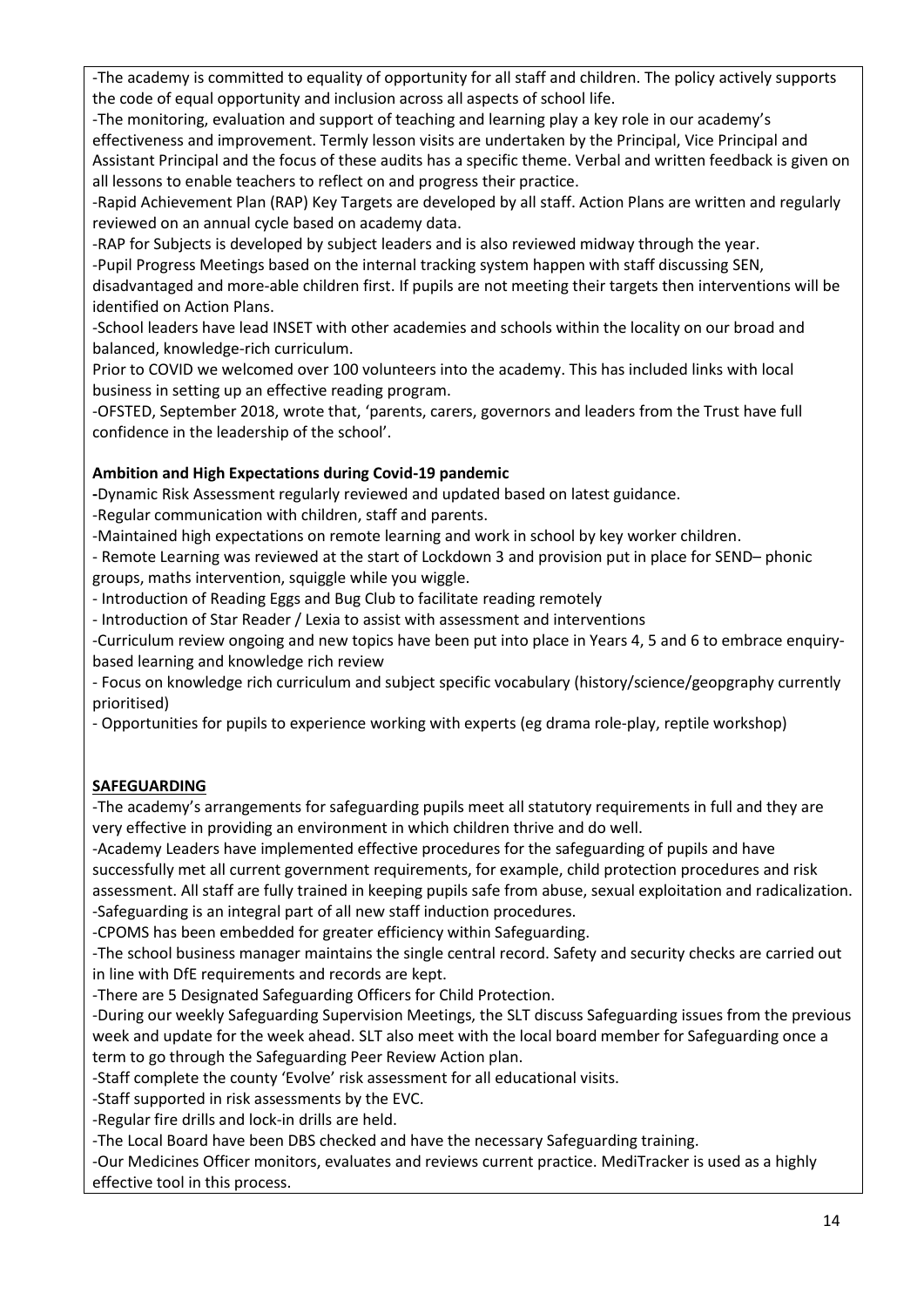-The academy is committed to equality of opportunity for all staff and children. The policy actively supports the code of equal opportunity and inclusion across all aspects of school life.

-The monitoring, evaluation and support of teaching and learning play a key role in our academy's effectiveness and improvement. Termly lesson visits are undertaken by the Principal, Vice Principal and Assistant Principal and the focus of these audits has a specific theme. Verbal and written feedback is given on all lessons to enable teachers to reflect on and progress their practice.

-Rapid Achievement Plan (RAP) Key Targets are developed by all staff. Action Plans are written and regularly reviewed on an annual cycle based on academy data.

-RAP for Subjects is developed by subject leaders and is also reviewed midway through the year.

-Pupil Progress Meetings based on the internal tracking system happen with staff discussing SEN, disadvantaged and more-able children first. If pupils are not meeting their targets then interventions will be identified on Action Plans.

-School leaders have lead INSET with other academies and schools within the locality on our broad and balanced, knowledge-rich curriculum.

Prior to COVID we welcomed over 100 volunteers into the academy. This has included links with local business in setting up an effective reading program.

-OFSTED, September 2018, wrote that, 'parents, carers, governors and leaders from the Trust have full confidence in the leadership of the school'.

**Ambition and High Expectations during Covid-19 pandemic**

-Dynamic Risk Assessment regularly reviewed and updated based on latest guidance.

-Regular communication with children, staff and parents.

-Maintained high expectations on remote learning and work in school by key worker children.

- Remote Learning was reviewed at the start of Lockdown 3 and provision put in place for SEND– phonic groups, maths intervention, squiggle while you wiggle.

- Introduction of Reading Eggs and Bug Club to facilitate reading remotely

- Introduction of Star Reader / Lexia to assist with assessment and interventions

-Curriculum review ongoing and new topics have been put into place in Years 4, 5 and 6 to embrace enquiry-based learning and knowledge rich review

- Focus on knowledge rich curriculum and subject specific vocabulary (history/science/geopgraphy currently prioritised)

- Opportunities for pupils to experience working with experts (eg drama role-play, reptile workshop)

**SAFEGUARDING**

-The academy's arrangements for safeguarding pupils meet all statutory requirements in full and they are very effective in providing an environment in which children thrive and do well.

-Academy Leaders have implemented effective procedures for the safeguarding of pupils and have successfully met all current government requirements, for example, child protection procedures and risk assessment. All staff are fully trained in keeping pupils safe from abuse, sexual exploitation and radicalization.

-Safeguarding is an integral part of all new staff induction procedures.

-CPOMS has been embedded for greater efficiency within Safeguarding.

-The school business manager maintains the single central record. Safety and security checks are carried out in line with DfE requirements and records are kept.

-There are 5 Designated Safeguarding Officers for Child Protection.

-During our weekly Safeguarding Supervision Meetings, the SLT discuss Safeguarding issues from the previous week and update for the week ahead. SLT also meet with the local board member for Safeguarding once a term to go through the Safeguarding Peer Review Action plan.

-Staff complete the county 'Evolve' risk assessment for all educational visits.

-Staff supported in risk assessments by the EVC.

-Regular fire drills and lock-in drills are held.

-The Local Board have been DBS checked and have the necessary Safeguarding training.

-Our Medicines Officer monitors, evaluates and reviews current practice. MediTracker is used as a highly effective tool in this process.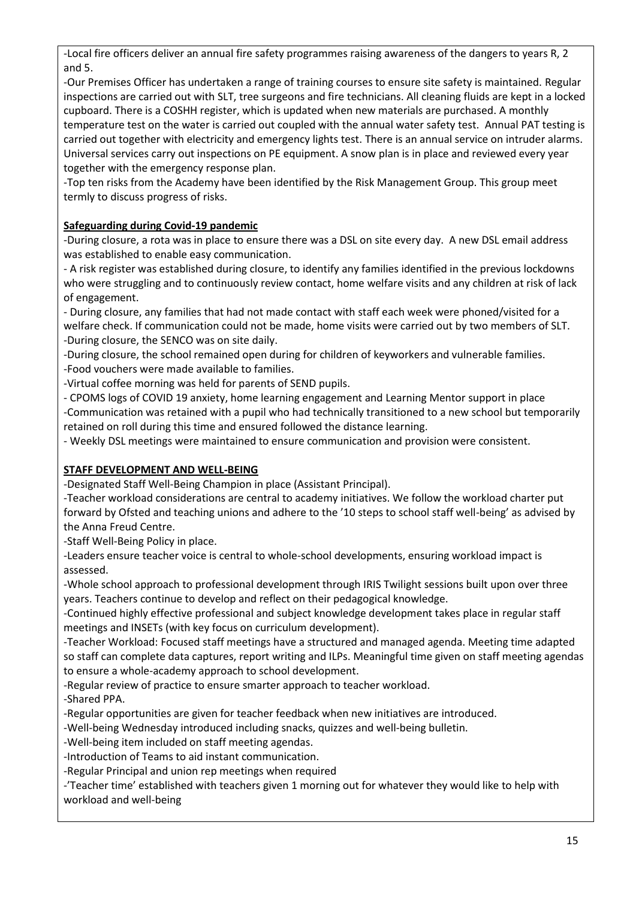-Local fire officers deliver an annual fire safety programmes raising awareness of the dangers to years R, 2 and 5.

-Our Premises Officer has undertaken a range of training courses to ensure site safety is maintained. Regular inspections are carried out with SLT, tree surgeons and fire technicians. All cleaning fluids are kept in a locked cupboard. There is a COSHH register, which is updated when new materials are purchased. A monthly temperature test on the water is carried out coupled with the annual water safety test. Annual PAT testing is carried out together with electricity and emergency lights test. There is an annual service on intruder alarms. Universal services carry out inspections on PE equipment. A snow plan is in place and reviewed every year together with the emergency response plan.

-Top ten risks from the Academy have been identified by the Risk Management Group. This group meet termly to discuss progress of risks.

**Safeguarding during Covid-19 pandemic**

-During closure, a rota was in place to ensure there was a DSL on site every day. A new DSL email address was established to enable easy communication.

- A risk register was established during closure, to identify any families identified in the previous lockdowns who were struggling and to continuously review contact, home welfare visits and any children at risk of lack of engagement.

- During closure, any families that had not made contact with staff each week were phoned/visited for a welfare check. If communication could not be made, home visits were carried out by two members of SLT.

-During closure, the SENCO was on site daily.

-During closure, the school remained open during for children of keyworkers and vulnerable families.

-Food vouchers were made available to families.

-Virtual coffee morning was held for parents of SEND pupils.

- CPOMS logs of COVID 19 anxiety, home learning engagement and Learning Mentor support in place

-Communication was retained with a pupil who had technically transitioned to a new school but temporarily retained on roll during this time and ensured followed the distance learning.

- Weekly DSL meetings were maintained to ensure communication and provision were consistent.

**STAFF DEVELOPMENT AND WELL-BEING**

-Designated Staff Well-Being Champion in place (Assistant Principal).

-Teacher workload considerations are central to academy initiatives. We follow the workload charter put forward by Ofsted and teaching unions and adhere to the '10 steps to school staff well-being' as advised by the Anna Freud Centre.

-Staff Well-Being Policy in place.

-Leaders ensure teacher voice is central to whole-school developments, ensuring workload impact is assessed.

-Whole school approach to professional development through IRIS Twilight sessions built upon over three years. Teachers continue to develop and reflect on their pedagogical knowledge.

-Continued highly effective professional and subject knowledge development takes place in regular staff meetings and INSETs (with key focus on curriculum development).

-Teacher Workload: Focused staff meetings have a structured and managed agenda. Meeting time adapted so staff can complete data captures, report writing and ILPs. Meaningful time given on staff meeting agendas to ensure a whole-academy approach to school development.

-Regular review of practice to ensure smarter approach to teacher workload.

-Shared PPA.

-Regular opportunities are given for teacher feedback when new initiatives are introduced.

-Well-being Wednesday introduced including snacks, quizzes and well-being bulletin.

-Well-being item included on staff meeting agendas.

-Introduction of Teams to aid instant communication.

-Regular Principal and union rep meetings when required

-'Teacher time' established with teachers given 1 morning out for whatever they would like to help with workload and well-being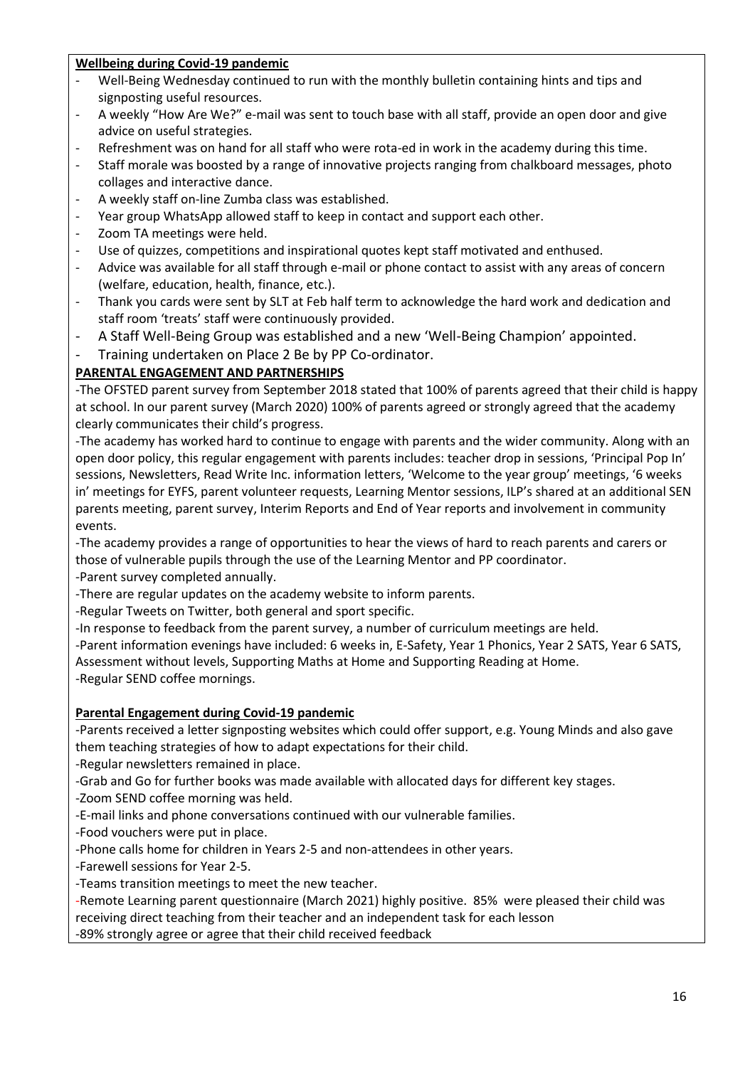**Wellbeing during Covid-19 pandemic**

- Well-Being Wednesday continued to run with the monthly bulletin containing hints and tips and signposting useful resources.
- A weekly "How Are We?" e-mail was sent to touch base with all staff, provide an open door and give advice on useful strategies.
- Refreshment was on hand for all staff who were rota-ed in work in the academy during this time.
- Staff morale was boosted by a range of innovative projects ranging from chalkboard messages, photo collages and interactive dance.
- A weekly staff on-line Zumba class was established.
- Year group WhatsApp allowed staff to keep in contact and support each other.
- Zoom TA meetings were held.
- Use of quizzes, competitions and inspirational quotes kept staff motivated and enthused.
- Advice was available for all staff through e-mail or phone contact to assist with any areas of concern (welfare, education, health, finance, etc.).
- Thank you cards were sent by SLT at Feb half term to acknowledge the hard work and dedication and staff room 'treats' staff were continuously provided.
- A Staff Well-Being Group was established and a new 'Well-Being Champion' appointed.
- Training undertaken on Place 2 Be by PP Co-ordinator.

**PARENTAL ENGAGEMENT AND PARTNERSHIPS**

-The OFSTED parent survey from September 2018 stated that 100% of parents agreed that their child is happy at school. In our parent survey (March 2020) 100% of parents agreed or strongly agreed that the academy clearly communicates their child's progress.

-The academy has worked hard to continue to engage with parents and the wider community. Along with an open door policy, this regular engagement with parents includes: teacher drop in sessions, 'Principal Pop In' sessions, Newsletters, Read Write Inc. information letters, 'Welcome to the year group' meetings, '6 weeks in' meetings for EYFS, parent volunteer requests, Learning Mentor sessions, ILP's shared at an additional SEN parents meeting, parent survey, Interim Reports and End of Year reports and involvement in community events.

-The academy provides a range of opportunities to hear the views of hard to reach parents and carers or those of vulnerable pupils through the use of the Learning Mentor and PP coordinator.

-Parent survey completed annually.

-There are regular updates on the academy website to inform parents.

-Regular Tweets on Twitter, both general and sport specific.

-In response to feedback from the parent survey, a number of curriculum meetings are held.

-Parent information evenings have included: 6 weeks in, E-Safety, Year 1 Phonics, Year 2 SATS, Year 6 SATS, Assessment without levels, Supporting Maths at Home and Supporting Reading at Home.

-Regular SEND coffee mornings.

**Parental Engagement during Covid-19 pandemic**

-Parents received a letter signposting websites which could offer support, e.g. Young Minds and also gave them teaching strategies of how to adapt expectations for their child.

-Regular newsletters remained in place.

-Grab and Go for further books was made available with allocated days for different key stages.

-Zoom SEND coffee morning was held.

-E-mail links and phone conversations continued with our vulnerable families.

-Food vouchers were put in place.

-Phone calls home for children in Years 2-5 and non-attendees in other years.

-Farewell sessions for Year 2-5.

-Teams transition meetings to meet the new teacher.

-Remote Learning parent questionnaire (March 2021) highly positive. 85% were pleased their child was receiving direct teaching from their teacher and an independent task for each lesson

-89% strongly agree or agree that their child received feedback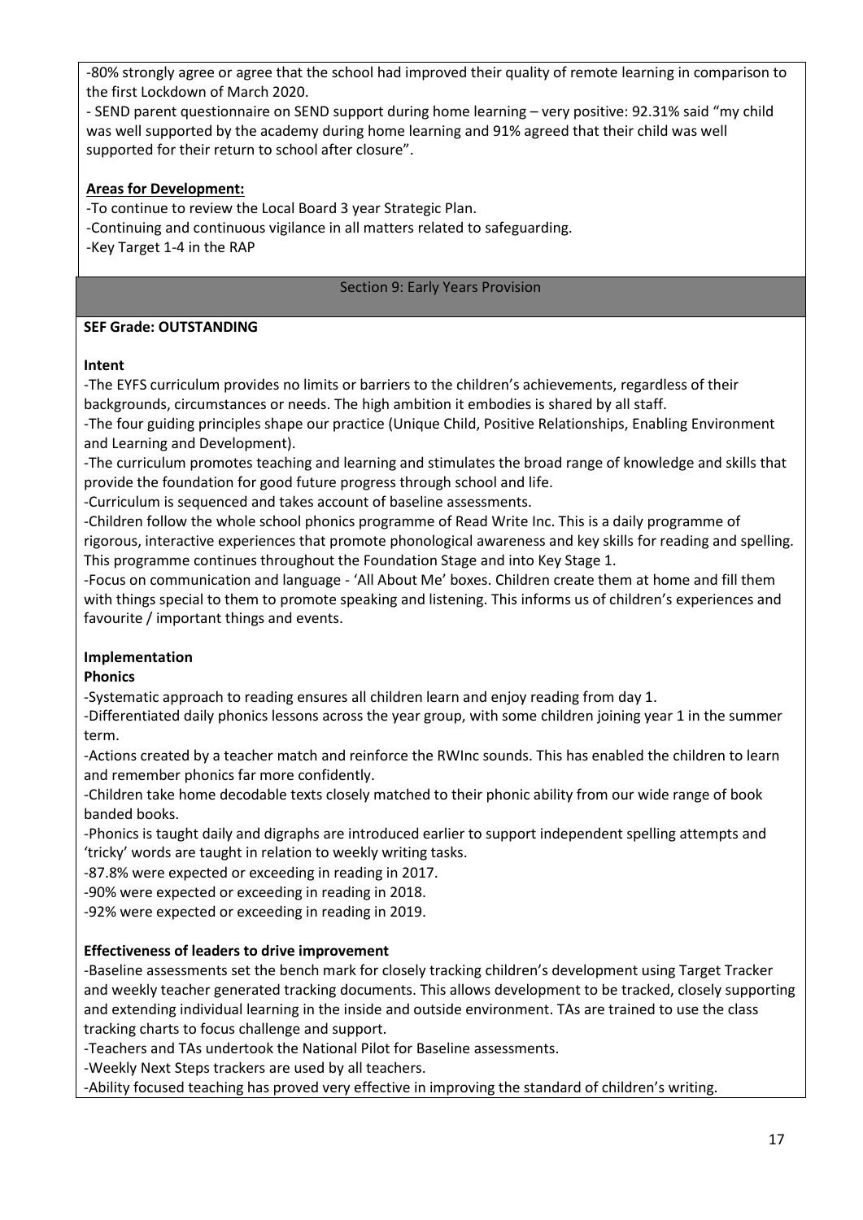-80% strongly agree or agree that the school had improved their quality of remote learning in comparison to the first Lockdown of March 2020.

- SEND parent questionnaire on SEND support during home learning – very positive: 92.31% said "my child was well supported by the academy during home learning and 91% agreed that their child was well supported for their return to school after closure".

**Areas for Development:**

-To continue to review the Local Board 3 year Strategic Plan.

-Continuing and continuous vigilance in all matters related to safeguarding.

-Key Target 1-4 in the RAP

## Section 9: Early Years Provision

**SEF Grade: OUTSTANDING**

**Intent**

-The EYFS curriculum provides no limits or barriers to the children's achievements, regardless of their backgrounds, circumstances or needs. The high ambition it embodies is shared by all staff.

-The four guiding principles shape our practice (Unique Child, Positive Relationships, Enabling Environment and Learning and Development).

-The curriculum promotes teaching and learning and stimulates the broad range of knowledge and skills that provide the foundation for good future progress through school and life.

-Curriculum is sequenced and takes account of baseline assessments.

-Children follow the whole school phonics programme of Read Write Inc. This is a daily programme of rigorous, interactive experiences that promote phonological awareness and key skills for reading and spelling. This programme continues throughout the Foundation Stage and into Key Stage 1.

-Focus on communication and language - 'All About Me' boxes. Children create them at home and fill them with things special to them to promote speaking and listening. This informs us of children's experiences and favourite / important things and events.

**Implementation**

**Phonics**

-Systematic approach to reading ensures all children learn and enjoy reading from day 1.

-Differentiated daily phonics lessons across the year group, with some children joining year 1 in the summer term.

-Actions created by a teacher match and reinforce the RWInc sounds. This has enabled the children to learn and remember phonics far more confidently.

-Children take home decodable texts closely matched to their phonic ability from our wide range of book banded books.

-Phonics is taught daily and digraphs are introduced earlier to support independent spelling attempts and 'tricky' words are taught in relation to weekly writing tasks.

-87.8% were expected or exceeding in reading in 2017.

-90% were expected or exceeding in reading in 2018.

-92% were expected or exceeding in reading in 2019.

**Effectiveness of leaders to drive improvement**

-Baseline assessments set the bench mark for closely tracking children's development using Target Tracker and weekly teacher generated tracking documents. This allows development to be tracked, closely supporting and extending individual learning in the inside and outside environment. TAs are trained to use the class tracking charts to focus challenge and support.

-Teachers and TAs undertook the National Pilot for Baseline assessments.

-Weekly Next Steps trackers are used by all teachers.

-Ability focused teaching has proved very effective in improving the standard of children's writing.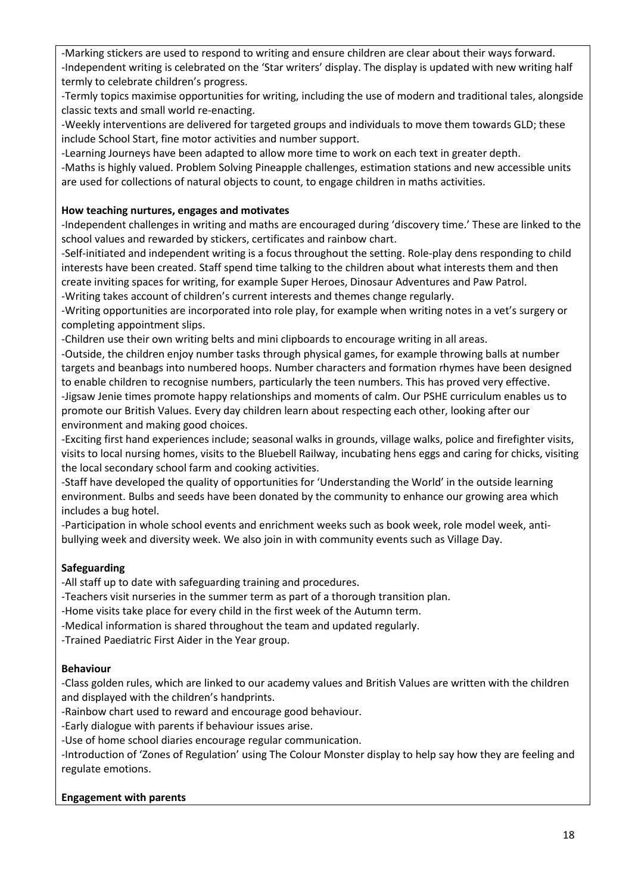-Marking stickers are used to respond to writing and ensure children are clear about their ways forward.
-Independent writing is celebrated on the 'Star writers' display. The display is updated with new writing half termly to celebrate children's progress.
-Termly topics maximise opportunities for writing, including the use of modern and traditional tales, alongside classic texts and small world re-enacting.
-Weekly interventions are delivered for targeted groups and individuals to move them towards GLD; these include School Start, fine motor activities and number support.
-Learning Journeys have been adapted to allow more time to work on each text in greater depth.
-Maths is highly valued. Problem Solving Pineapple challenges, estimation stations and new accessible units are used for collections of natural objects to count, to engage children in maths activities.

**How teaching nurtures, engages and motivates**

-Independent challenges in writing and maths are encouraged during 'discovery time.' These are linked to the school values and rewarded by stickers, certificates and rainbow chart.
-Self-initiated and independent writing is a focus throughout the setting. Role-play dens responding to child interests have been created. Staff spend time talking to the children about what interests them and then create inviting spaces for writing, for example Super Heroes, Dinosaur Adventures and Paw Patrol.
-Writing takes account of children's current interests and themes change regularly.
-Writing opportunities are incorporated into role play, for example when writing notes in a vet's surgery or completing appointment slips.
-Children use their own writing belts and mini clipboards to encourage writing in all areas.
-Outside, the children enjoy number tasks through physical games, for example throwing balls at number targets and beanbags into numbered hoops. Number characters and formation rhymes have been designed to enable children to recognise numbers, particularly the teen numbers. This has proved very effective.
-Jigsaw Jenie times promote happy relationships and moments of calm. Our PSHE curriculum enables us to promote our British Values. Every day children learn about respecting each other, looking after our environment and making good choices.
-Exciting first hand experiences include; seasonal walks in grounds, village walks, police and firefighter visits, visits to local nursing homes, visits to the Bluebell Railway, incubating hens eggs and caring for chicks, visiting the local secondary school farm and cooking activities.
-Staff have developed the quality of opportunities for 'Understanding the World' in the outside learning environment. Bulbs and seeds have been donated by the community to enhance our growing area which includes a bug hotel.
-Participation in whole school events and enrichment weeks such as book week, role model week, anti-bullying week and diversity week. We also join in with community events such as Village Day.

**Safeguarding**

-All staff up to date with safeguarding training and procedures.
-Teachers visit nurseries in the summer term as part of a thorough transition plan.
-Home visits take place for every child in the first week of the Autumn term.
-Medical information is shared throughout the team and updated regularly.
-Trained Paediatric First Aider in the Year group.

**Behaviour**

-Class golden rules, which are linked to our academy values and British Values are written with the children and displayed with the children's handprints.
-Rainbow chart used to reward and encourage good behaviour.
-Early dialogue with parents if behaviour issues arise.
-Use of home school diaries encourage regular communication.
-Introduction of 'Zones of Regulation' using The Colour Monster display to help say how they are feeling and regulate emotions.

**Engagement with parents**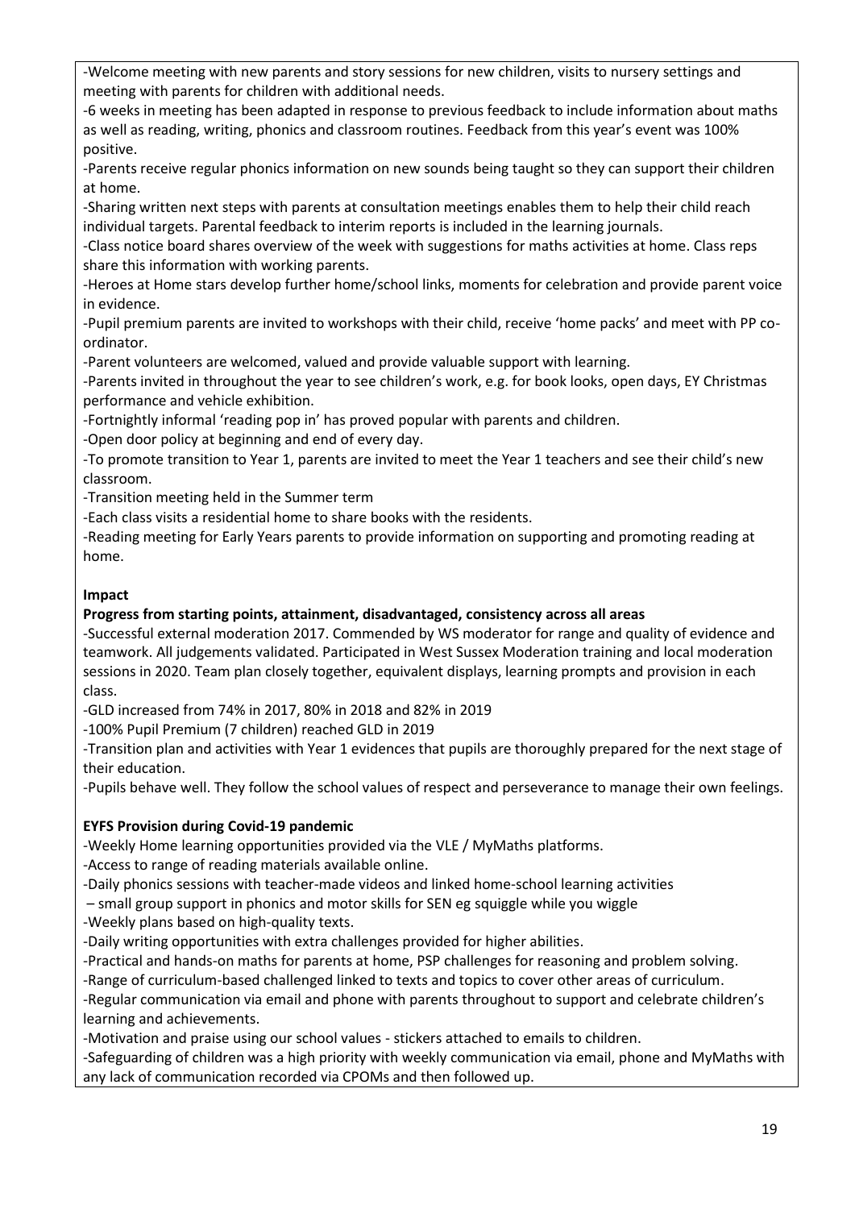-Welcome meeting with new parents and story sessions for new children, visits to nursery settings and meeting with parents for children with additional needs.

-6 weeks in meeting has been adapted in response to previous feedback to include information about maths as well as reading, writing, phonics and classroom routines. Feedback from this year's event was 100% positive.

-Parents receive regular phonics information on new sounds being taught so they can support their children at home.

-Sharing written next steps with parents at consultation meetings enables them to help their child reach individual targets. Parental feedback to interim reports is included in the learning journals.

-Class notice board shares overview of the week with suggestions for maths activities at home. Class reps share this information with working parents.

-Heroes at Home stars develop further home/school links, moments for celebration and provide parent voice in evidence.

-Pupil premium parents are invited to workshops with their child, receive 'home packs' and meet with PP co-ordinator.

-Parent volunteers are welcomed, valued and provide valuable support with learning.

-Parents invited in throughout the year to see children's work, e.g. for book looks, open days, EY Christmas performance and vehicle exhibition.

-Fortnightly informal 'reading pop in' has proved popular with parents and children.

-Open door policy at beginning and end of every day.

-To promote transition to Year 1, parents are invited to meet the Year 1 teachers and see their child's new classroom.

-Transition meeting held in the Summer term

-Each class visits a residential home to share books with the residents.

-Reading meeting for Early Years parents to provide information on supporting and promoting reading at home.

**Impact**

**Progress from starting points, attainment, disadvantaged, consistency across all areas**

-Successful external moderation 2017. Commended by WS moderator for range and quality of evidence and teamwork. All judgements validated. Participated in West Sussex Moderation training and local moderation sessions in 2020. Team plan closely together, equivalent displays, learning prompts and provision in each class.

-GLD increased from 74% in 2017, 80% in 2018 and 82% in 2019

-100% Pupil Premium (7 children) reached GLD in 2019

-Transition plan and activities with Year 1 evidences that pupils are thoroughly prepared for the next stage of their education.

-Pupils behave well. They follow the school values of respect and perseverance to manage their own feelings.

**EYFS Provision during Covid-19 pandemic**

-Weekly Home learning opportunities provided via the VLE / MyMaths platforms.

-Access to range of reading materials available online.

-Daily phonics sessions with teacher-made videos and linked home-school learning activities

– small group support in phonics and motor skills for SEN eg squiggle while you wiggle

-Weekly plans based on high-quality texts.

-Daily writing opportunities with extra challenges provided for higher abilities.

-Practical and hands-on maths for parents at home, PSP challenges for reasoning and problem solving.

-Range of curriculum-based challenged linked to texts and topics to cover other areas of curriculum.

-Regular communication via email and phone with parents throughout to support and celebrate children's learning and achievements.

-Motivation and praise using our school values - stickers attached to emails to children.

-Safeguarding of children was a high priority with weekly communication via email, phone and MyMaths with any lack of communication recorded via CPOMs and then followed up.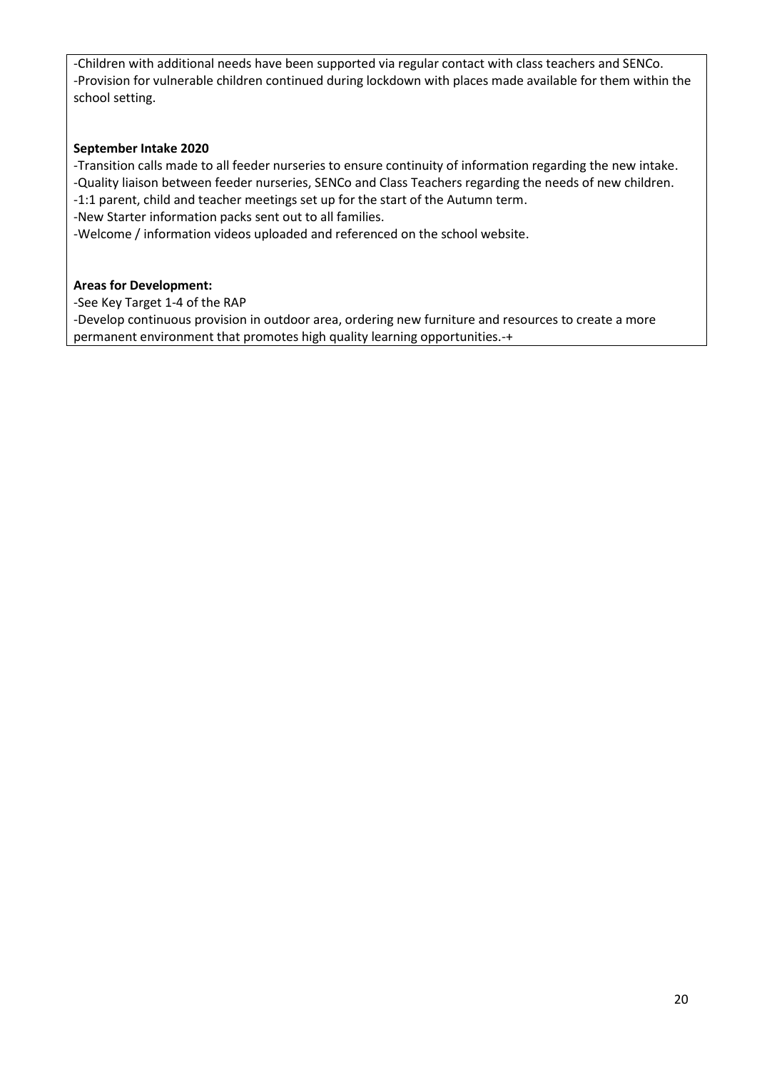-Children with additional needs have been supported via regular contact with class teachers and SENCo.
-Provision for vulnerable children continued during lockdown with places made available for them within the school setting.

**September Intake 2020**

-Transition calls made to all feeder nurseries to ensure continuity of information regarding the new intake.
-Quality liaison between feeder nurseries, SENCo and Class Teachers regarding the needs of new children.
-1:1 parent, child and teacher meetings set up for the start of the Autumn term.
-New Starter information packs sent out to all families.
-Welcome / information videos uploaded and referenced on the school website.

**Areas for Development:**

-See Key Target 1-4 of the RAP
-Develop continuous provision in outdoor area, ordering new furniture and resources to create a more permanent environment that promotes high quality learning opportunities.-+